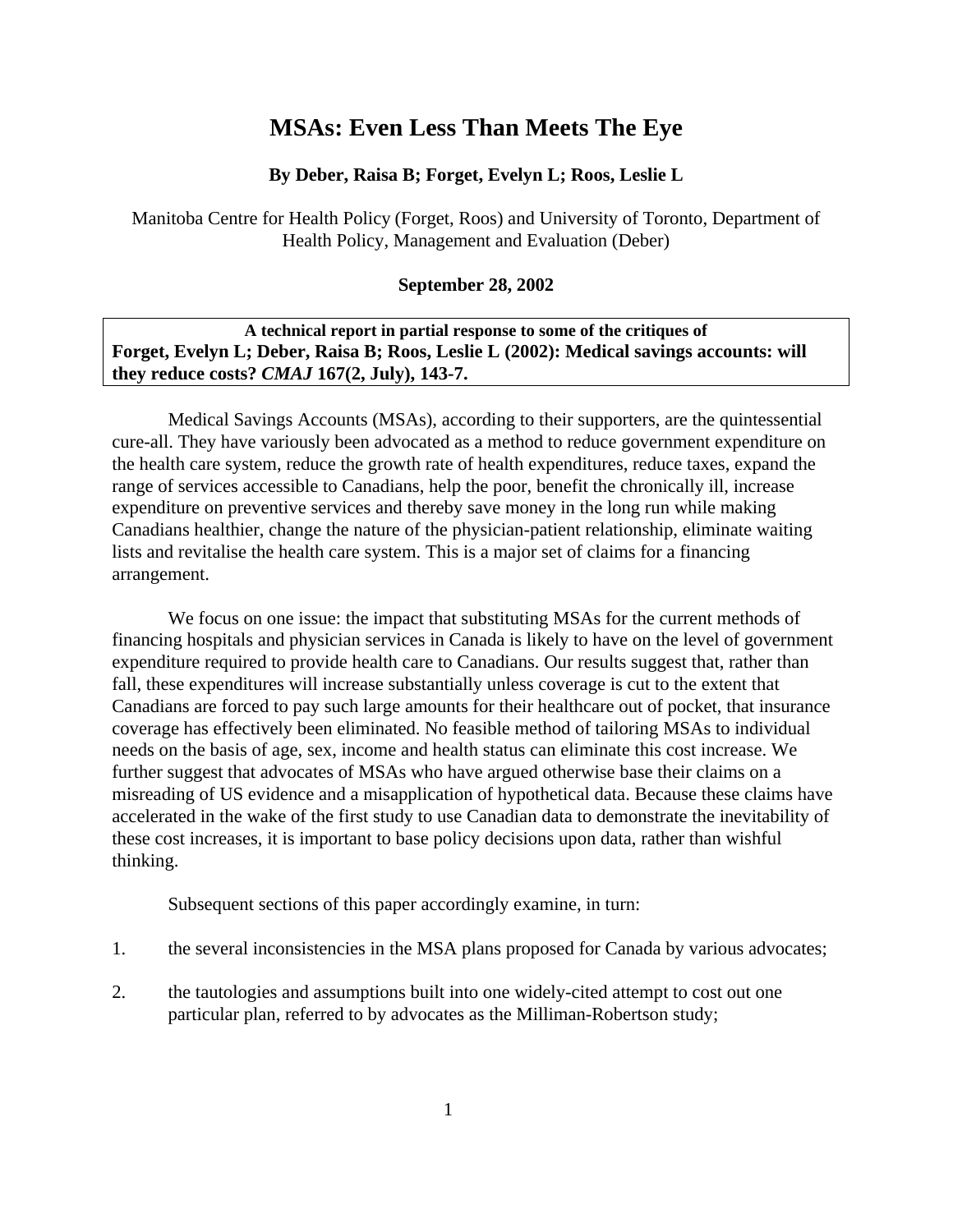# MSAs: Even Less Than Meets The Eye

**By Deber, Raisa B; Forget, Evelyn L; Roos, Leslie L**

Manitoba Centre for Health Policy (Forget, Roos) and University of Toronto, Department of Health Policy, Management and Evaluation (Deber)

**September 28, 2002**

**A technical report in partial response to some of the critiques of**
**Forget, Evelyn L; Deber, Raisa B; Roos, Leslie L (2002): Medical savings accounts: will they reduce costs? *CMAJ* 167(2, July), 143-7.**

Medical Savings Accounts (MSAs), according to their supporters, are the quintessential cure-all. They have variously been advocated as a method to reduce government expenditure on the health care system, reduce the growth rate of health expenditures, reduce taxes, expand the range of services accessible to Canadians, help the poor, benefit the chronically ill, increase expenditure on preventive services and thereby save money in the long run while making Canadians healthier, change the nature of the physician-patient relationship, eliminate waiting lists and revitalise the health care system. This is a major set of claims for a financing arrangement.

We focus on one issue: the impact that substituting MSAs for the current methods of financing hospitals and physician services in Canada is likely to have on the level of government expenditure required to provide health care to Canadians. Our results suggest that, rather than fall, these expenditures will increase substantially unless coverage is cut to the extent that Canadians are forced to pay such large amounts for their healthcare out of pocket, that insurance coverage has effectively been eliminated. No feasible method of tailoring MSAs to individual needs on the basis of age, sex, income and health status can eliminate this cost increase. We further suggest that advocates of MSAs who have argued otherwise base their claims on a misreading of US evidence and a misapplication of hypothetical data. Because these claims have accelerated in the wake of the first study to use Canadian data to demonstrate the inevitability of these cost increases, it is important to base policy decisions upon data, rather than wishful thinking.

Subsequent sections of this paper accordingly examine, in turn:

1. the several inconsistencies in the MSA plans proposed for Canada by various advocates;
2. the tautologies and assumptions built into one widely-cited attempt to cost out one particular plan, referred to by advocates as the Milliman-Robertson study;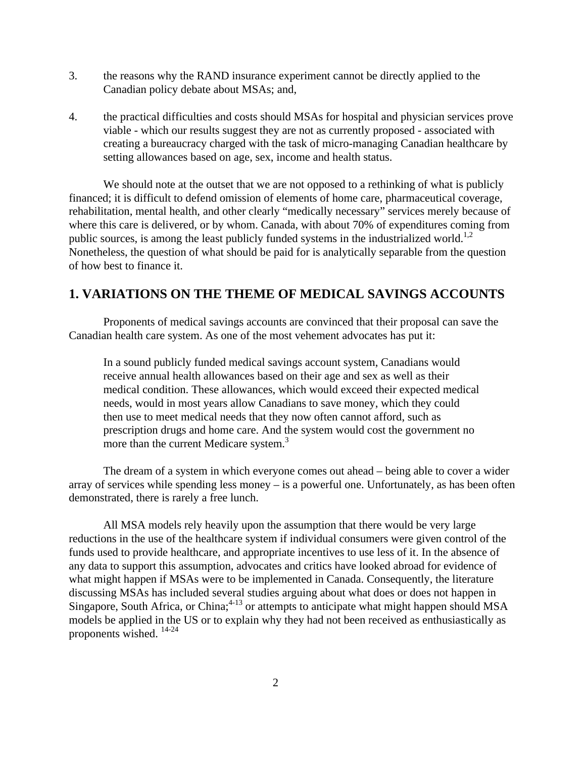3. the reasons why the RAND insurance experiment cannot be directly applied to the Canadian policy debate about MSAs; and,

4. the practical difficulties and costs should MSAs for hospital and physician services prove viable - which our results suggest they are not as currently proposed - associated with creating a bureaucracy charged with the task of micro-managing Canadian healthcare by setting allowances based on age, sex, income and health status.

We should note at the outset that we are not opposed to a rethinking of what is publicly financed; it is difficult to defend omission of elements of home care, pharmaceutical coverage, rehabilitation, mental health, and other clearly "medically necessary" services merely because of where this care is delivered, or by whom. Canada, with about 70% of expenditures coming from public sources, is among the least publicly funded systems in the industrialized world.[1,2] Nonetheless, the question of what should be paid for is analytically separable from the question of how best to finance it.

## 1. VARIATIONS ON THE THEME OF MEDICAL SAVINGS ACCOUNTS

Proponents of medical savings accounts are convinced that their proposal can save the Canadian health care system. As one of the most vehement advocates has put it:

> In a sound publicly funded medical savings account system, Canadians would receive annual health allowances based on their age and sex as well as their medical condition. These allowances, which would exceed their expected medical needs, would in most years allow Canadians to save money, which they could then use to meet medical needs that they now often cannot afford, such as prescription drugs and home care. And the system would cost the government no more than the current Medicare system.[3]

The dream of a system in which everyone comes out ahead – being able to cover a wider array of services while spending less money – is a powerful one. Unfortunately, as has been often demonstrated, there is rarely a free lunch.

All MSA models rely heavily upon the assumption that there would be very large reductions in the use of the healthcare system if individual consumers were given control of the funds used to provide healthcare, and appropriate incentives to use less of it. In the absence of any data to support this assumption, advocates and critics have looked abroad for evidence of what might happen if MSAs were to be implemented in Canada. Consequently, the literature discussing MSAs has included several studies arguing about what does or does not happen in Singapore, South Africa, or China;[4-13] or attempts to anticipate what might happen should MSA models be applied in the US or to explain why they had not been received as enthusiastically as proponents wished.[14-24]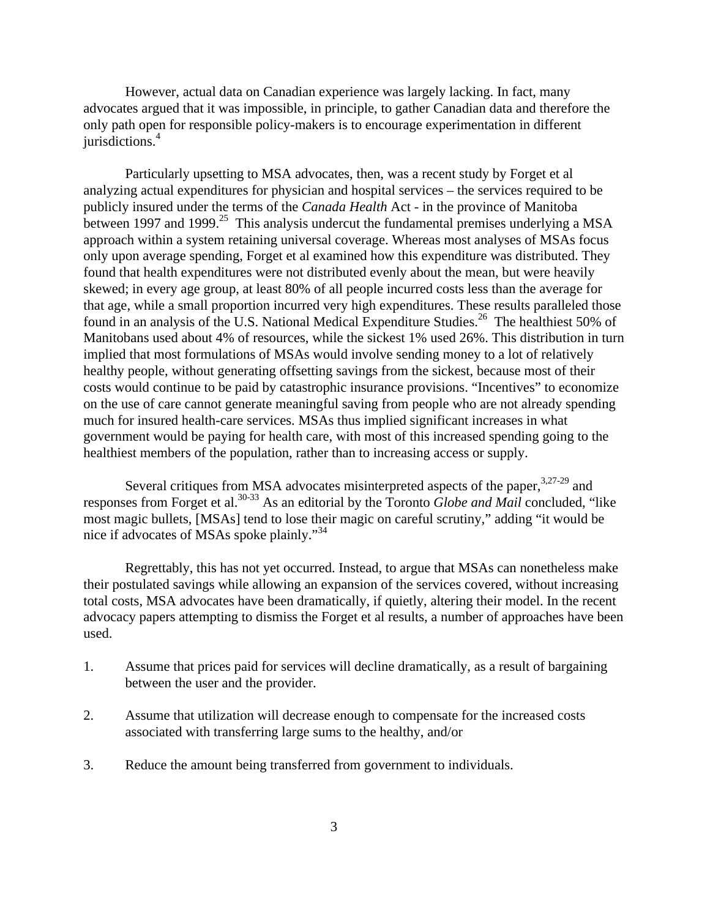However, actual data on Canadian experience was largely lacking. In fact, many advocates argued that it was impossible, in principle, to gather Canadian data and therefore the only path open for responsible policy-makers is to encourage experimentation in different jurisdictions.[4]

Particularly upsetting to MSA advocates, then, was a recent study by Forget et al analyzing actual expenditures for physician and hospital services – the services required to be publicly insured under the terms of the *Canada Health* Act - in the province of Manitoba between 1997 and 1999.[25] This analysis undercut the fundamental premises underlying a MSA approach within a system retaining universal coverage. Whereas most analyses of MSAs focus only upon average spending, Forget et al examined how this expenditure was distributed. They found that health expenditures were not distributed evenly about the mean, but were heavily skewed; in every age group, at least 80% of all people incurred costs less than the average for that age, while a small proportion incurred very high expenditures. These results paralleled those found in an analysis of the U.S. National Medical Expenditure Studies.[26] The healthiest 50% of Manitobans used about 4% of resources, while the sickest 1% used 26%. This distribution in turn implied that most formulations of MSAs would involve sending money to a lot of relatively healthy people, without generating offsetting savings from the sickest, because most of their costs would continue to be paid by catastrophic insurance provisions. "Incentives" to economize on the use of care cannot generate meaningful saving from people who are not already spending much for insured health-care services. MSAs thus implied significant increases in what government would be paying for health care, with most of this increased spending going to the healthiest members of the population, rather than to increasing access or supply.

Several critiques from MSA advocates misinterpreted aspects of the paper,[3,27-29] and responses from Forget et al.[30-33] As an editorial by the Toronto *Globe and Mail* concluded, "like most magic bullets, [MSAs] tend to lose their magic on careful scrutiny," adding "it would be nice if advocates of MSAs spoke plainly."[34]

Regrettably, this has not yet occurred. Instead, to argue that MSAs can nonetheless make their postulated savings while allowing an expansion of the services covered, without increasing total costs, MSA advocates have been dramatically, if quietly, altering their model. In the recent advocacy papers attempting to dismiss the Forget et al results, a number of approaches have been used.

1. Assume that prices paid for services will decline dramatically, as a result of bargaining between the user and the provider.
2. Assume that utilization will decrease enough to compensate for the increased costs associated with transferring large sums to the healthy, and/or
3. Reduce the amount being transferred from government to individuals.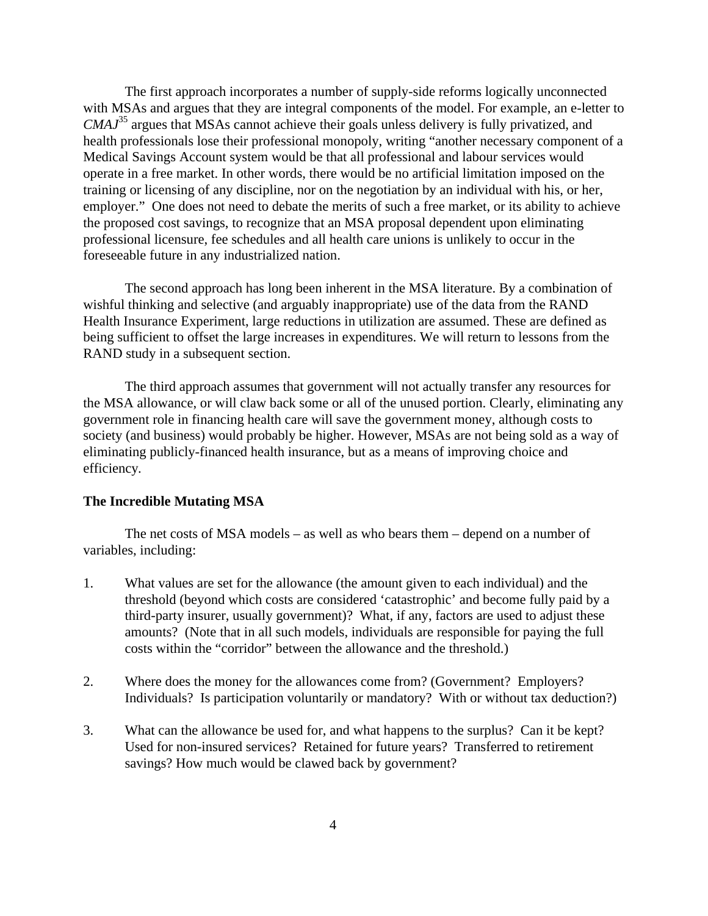The first approach incorporates a number of supply-side reforms logically unconnected with MSAs and argues that they are integral components of the model. For example, an e-letter to *CMAJ*[35] argues that MSAs cannot achieve their goals unless delivery is fully privatized, and health professionals lose their professional monopoly, writing "another necessary component of a Medical Savings Account system would be that all professional and labour services would operate in a free market. In other words, there would be no artificial limitation imposed on the training or licensing of any discipline, nor on the negotiation by an individual with his, or her, employer." One does not need to debate the merits of such a free market, or its ability to achieve the proposed cost savings, to recognize that an MSA proposal dependent upon eliminating professional licensure, fee schedules and all health care unions is unlikely to occur in the foreseeable future in any industrialized nation.

The second approach has long been inherent in the MSA literature. By a combination of wishful thinking and selective (and arguably inappropriate) use of the data from the RAND Health Insurance Experiment, large reductions in utilization are assumed. These are defined as being sufficient to offset the large increases in expenditures. We will return to lessons from the RAND study in a subsequent section.

The third approach assumes that government will not actually transfer any resources for the MSA allowance, or will claw back some or all of the unused portion. Clearly, eliminating any government role in financing health care will save the government money, although costs to society (and business) would probably be higher. However, MSAs are not being sold as a way of eliminating publicly-financed health insurance, but as a means of improving choice and efficiency.

**The Incredible Mutating MSA**

The net costs of MSA models – as well as who bears them – depend on a number of variables, including:

1. What values are set for the allowance (the amount given to each individual) and the threshold (beyond which costs are considered 'catastrophic' and become fully paid by a third-party insurer, usually government)? What, if any, factors are used to adjust these amounts? (Note that in all such models, individuals are responsible for paying the full costs within the "corridor" between the allowance and the threshold.)

2. Where does the money for the allowances come from? (Government? Employers? Individuals? Is participation voluntarily or mandatory? With or without tax deduction?)

3. What can the allowance be used for, and what happens to the surplus? Can it be kept? Used for non-insured services? Retained for future years? Transferred to retirement savings? How much would be clawed back by government?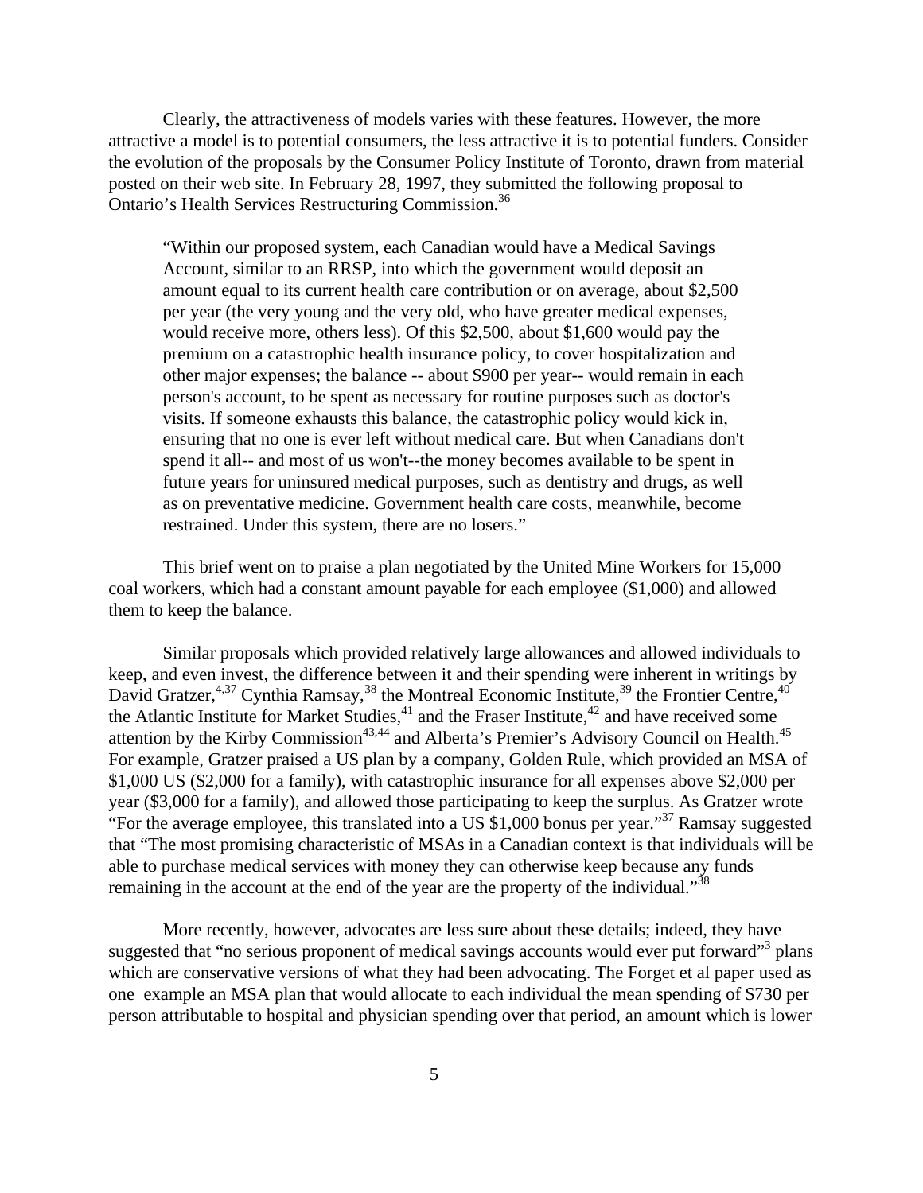Clearly, the attractiveness of models varies with these features. However, the more attractive a model is to potential consumers, the less attractive it is to potential funders. Consider the evolution of the proposals by the Consumer Policy Institute of Toronto, drawn from material posted on their web site. In February 28, 1997, they submitted the following proposal to Ontario's Health Services Restructuring Commission.[36]

> "Within our proposed system, each Canadian would have a Medical Savings Account, similar to an RRSP, into which the government would deposit an amount equal to its current health care contribution or on average, about $2,500 per year (the very young and the very old, who have greater medical expenses, would receive more, others less). Of this $2,500, about $1,600 would pay the premium on a catastrophic health insurance policy, to cover hospitalization and other major expenses; the balance -- about $900 per year-- would remain in each person's account, to be spent as necessary for routine purposes such as doctor's visits. If someone exhausts this balance, the catastrophic policy would kick in, ensuring that no one is ever left without medical care. But when Canadians don't spend it all-- and most of us won't--the money becomes available to be spent in future years for uninsured medical purposes, such as dentistry and drugs, as well as on preventative medicine. Government health care costs, meanwhile, become restrained. Under this system, there are no losers."

This brief went on to praise a plan negotiated by the United Mine Workers for 15,000 coal workers, which had a constant amount payable for each employee ($1,000) and allowed them to keep the balance.

Similar proposals which provided relatively large allowances and allowed individuals to keep, and even invest, the difference between it and their spending were inherent in writings by David Gratzer,[4,37] Cynthia Ramsay,[38] the Montreal Economic Institute,[39] the Frontier Centre,[40] the Atlantic Institute for Market Studies,[41] and the Fraser Institute,[42] and have received some attention by the Kirby Commission[43,44] and Alberta's Premier's Advisory Council on Health.[45] For example, Gratzer praised a US plan by a company, Golden Rule, which provided an MSA of $1,000 US ($2,000 for a family), with catastrophic insurance for all expenses above $2,000 per year ($3,000 for a family), and allowed those participating to keep the surplus. As Gratzer wrote "For the average employee, this translated into a US $1,000 bonus per year."[37] Ramsay suggested that "The most promising characteristic of MSAs in a Canadian context is that individuals will be able to purchase medical services with money they can otherwise keep because any funds remaining in the account at the end of the year are the property of the individual."[38]

More recently, however, advocates are less sure about these details; indeed, they have suggested that "no serious proponent of medical savings accounts would ever put forward"[3] plans which are conservative versions of what they had been advocating. The Forget et al paper used as one example an MSA plan that would allocate to each individual the mean spending of $730 per person attributable to hospital and physician spending over that period, an amount which is lower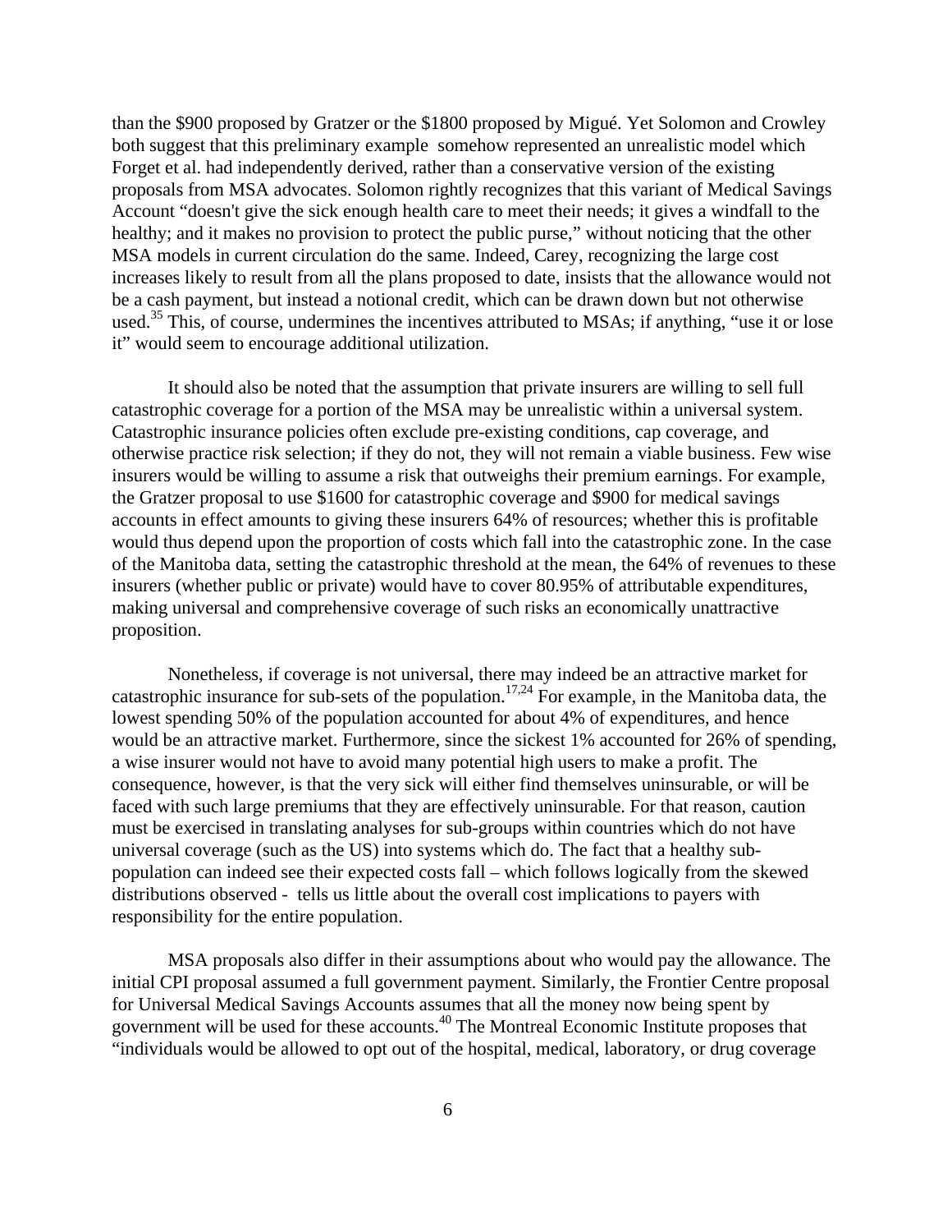than the $900 proposed by Gratzer or the $1800 proposed by Migué. Yet Solomon and Crowley both suggest that this preliminary example somehow represented an unrealistic model which Forget et al. had independently derived, rather than a conservative version of the existing proposals from MSA advocates. Solomon rightly recognizes that this variant of Medical Savings Account "doesn't give the sick enough health care to meet their needs; it gives a windfall to the healthy; and it makes no provision to protect the public purse," without noticing that the other MSA models in current circulation do the same. Indeed, Carey, recognizing the large cost increases likely to result from all the plans proposed to date, insists that the allowance would not be a cash payment, but instead a notional credit, which can be drawn down but not otherwise used.[35] This, of course, undermines the incentives attributed to MSAs; if anything, "use it or lose it" would seem to encourage additional utilization.

It should also be noted that the assumption that private insurers are willing to sell full catastrophic coverage for a portion of the MSA may be unrealistic within a universal system. Catastrophic insurance policies often exclude pre-existing conditions, cap coverage, and otherwise practice risk selection; if they do not, they will not remain a viable business. Few wise insurers would be willing to assume a risk that outweighs their premium earnings. For example, the Gratzer proposal to use $1600 for catastrophic coverage and $900 for medical savings accounts in effect amounts to giving these insurers 64% of resources; whether this is profitable would thus depend upon the proportion of costs which fall into the catastrophic zone. In the case of the Manitoba data, setting the catastrophic threshold at the mean, the 64% of revenues to these insurers (whether public or private) would have to cover 80.95% of attributable expenditures, making universal and comprehensive coverage of such risks an economically unattractive proposition.

Nonetheless, if coverage is not universal, there may indeed be an attractive market for catastrophic insurance for sub-sets of the population.[17,24] For example, in the Manitoba data, the lowest spending 50% of the population accounted for about 4% of expenditures, and hence would be an attractive market. Furthermore, since the sickest 1% accounted for 26% of spending, a wise insurer would not have to avoid many potential high users to make a profit. The consequence, however, is that the very sick will either find themselves uninsurable, or will be faced with such large premiums that they are effectively uninsurable. For that reason, caution must be exercised in translating analyses for sub-groups within countries which do not have universal coverage (such as the US) into systems which do. The fact that a healthy sub-population can indeed see their expected costs fall – which follows logically from the skewed distributions observed - tells us little about the overall cost implications to payers with responsibility for the entire population.

MSA proposals also differ in their assumptions about who would pay the allowance. The initial CPI proposal assumed a full government payment. Similarly, the Frontier Centre proposal for Universal Medical Savings Accounts assumes that all the money now being spent by government will be used for these accounts.[40] The Montreal Economic Institute proposes that "individuals would be allowed to opt out of the hospital, medical, laboratory, or drug coverage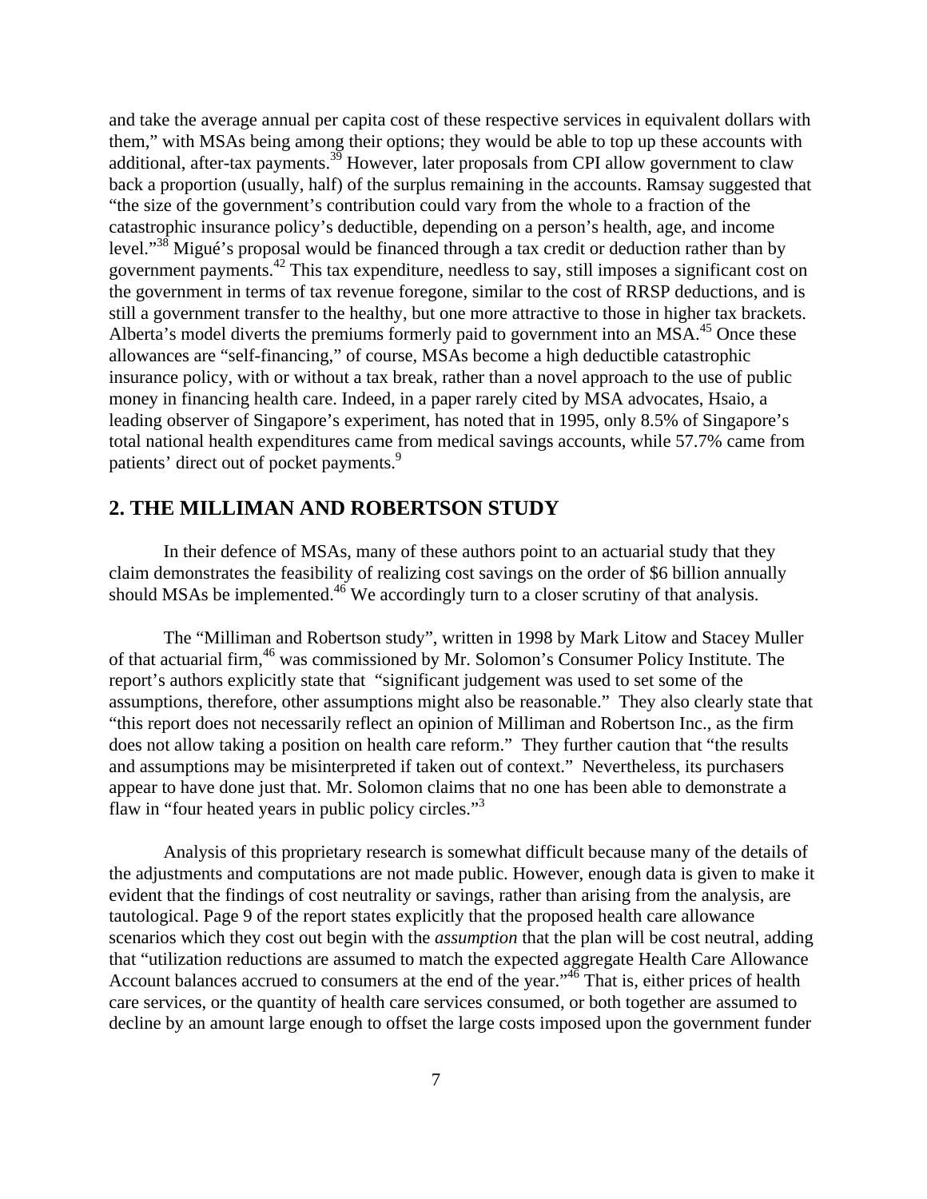and take the average annual per capita cost of these respective services in equivalent dollars with them," with MSAs being among their options; they would be able to top up these accounts with additional, after-tax payments.[39] However, later proposals from CPI allow government to claw back a proportion (usually, half) of the surplus remaining in the accounts. Ramsay suggested that "the size of the government's contribution could vary from the whole to a fraction of the catastrophic insurance policy's deductible, depending on a person's health, age, and income level."[38] Migué's proposal would be financed through a tax credit or deduction rather than by government payments.[42] This tax expenditure, needless to say, still imposes a significant cost on the government in terms of tax revenue foregone, similar to the cost of RRSP deductions, and is still a government transfer to the healthy, but one more attractive to those in higher tax brackets. Alberta's model diverts the premiums formerly paid to government into an MSA.[45] Once these allowances are "self-financing," of course, MSAs become a high deductible catastrophic insurance policy, with or without a tax break, rather than a novel approach to the use of public money in financing health care. Indeed, in a paper rarely cited by MSA advocates, Hsaio, a leading observer of Singapore's experiment, has noted that in 1995, only 8.5% of Singapore's total national health expenditures came from medical savings accounts, while 57.7% came from patients' direct out of pocket payments.[9]

## 2. THE MILLIMAN AND ROBERTSON STUDY

In their defence of MSAs, many of these authors point to an actuarial study that they claim demonstrates the feasibility of realizing cost savings on the order of $6 billion annually should MSAs be implemented.[46] We accordingly turn to a closer scrutiny of that analysis.

The "Milliman and Robertson study", written in 1998 by Mark Litow and Stacey Muller of that actuarial firm,[46] was commissioned by Mr. Solomon's Consumer Policy Institute. The report's authors explicitly state that "significant judgement was used to set some of the assumptions, therefore, other assumptions might also be reasonable." They also clearly state that "this report does not necessarily reflect an opinion of Milliman and Robertson Inc., as the firm does not allow taking a position on health care reform." They further caution that "the results and assumptions may be misinterpreted if taken out of context." Nevertheless, its purchasers appear to have done just that. Mr. Solomon claims that no one has been able to demonstrate a flaw in "four heated years in public policy circles."[3]

Analysis of this proprietary research is somewhat difficult because many of the details of the adjustments and computations are not made public. However, enough data is given to make it evident that the findings of cost neutrality or savings, rather than arising from the analysis, are tautological. Page 9 of the report states explicitly that the proposed health care allowance scenarios which they cost out begin with the *assumption* that the plan will be cost neutral, adding that "utilization reductions are assumed to match the expected aggregate Health Care Allowance Account balances accrued to consumers at the end of the year."[46] That is, either prices of health care services, or the quantity of health care services consumed, or both together are assumed to decline by an amount large enough to offset the large costs imposed upon the government funder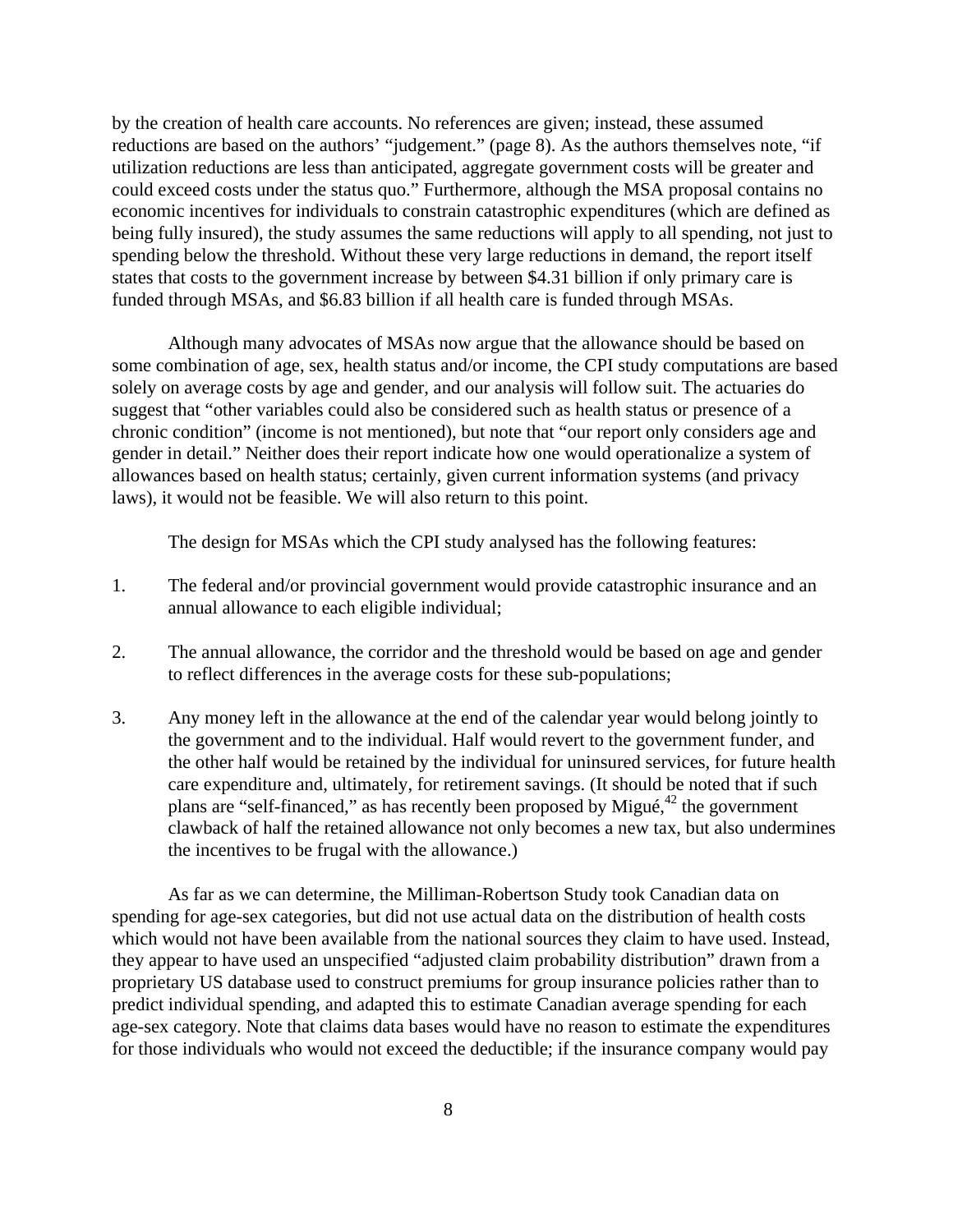by the creation of health care accounts. No references are given; instead, these assumed reductions are based on the authors' "judgement." (page 8). As the authors themselves note, "if utilization reductions are less than anticipated, aggregate government costs will be greater and could exceed costs under the status quo." Furthermore, although the MSA proposal contains no economic incentives for individuals to constrain catastrophic expenditures (which are defined as being fully insured), the study assumes the same reductions will apply to all spending, not just to spending below the threshold. Without these very large reductions in demand, the report itself states that costs to the government increase by between $4.31 billion if only primary care is funded through MSAs, and $6.83 billion if all health care is funded through MSAs.

Although many advocates of MSAs now argue that the allowance should be based on some combination of age, sex, health status and/or income, the CPI study computations are based solely on average costs by age and gender, and our analysis will follow suit. The actuaries do suggest that "other variables could also be considered such as health status or presence of a chronic condition" (income is not mentioned), but note that "our report only considers age and gender in detail." Neither does their report indicate how one would operationalize a system of allowances based on health status; certainly, given current information systems (and privacy laws), it would not be feasible. We will also return to this point.

The design for MSAs which the CPI study analysed has the following features:

1. The federal and/or provincial government would provide catastrophic insurance and an annual allowance to each eligible individual;

2. The annual allowance, the corridor and the threshold would be based on age and gender to reflect differences in the average costs for these sub-populations;

3. Any money left in the allowance at the end of the calendar year would belong jointly to the government and to the individual. Half would revert to the government funder, and the other half would be retained by the individual for uninsured services, for future health care expenditure and, ultimately, for retirement savings. (It should be noted that if such plans are "self-financed," as has recently been proposed by Migué,[42] the government clawback of half the retained allowance not only becomes a new tax, but also undermines the incentives to be frugal with the allowance.)

As far as we can determine, the Milliman-Robertson Study took Canadian data on spending for age-sex categories, but did not use actual data on the distribution of health costs which would not have been available from the national sources they claim to have used. Instead, they appear to have used an unspecified "adjusted claim probability distribution" drawn from a proprietary US database used to construct premiums for group insurance policies rather than to predict individual spending, and adapted this to estimate Canadian average spending for each age-sex category. Note that claims data bases would have no reason to estimate the expenditures for those individuals who would not exceed the deductible; if the insurance company would pay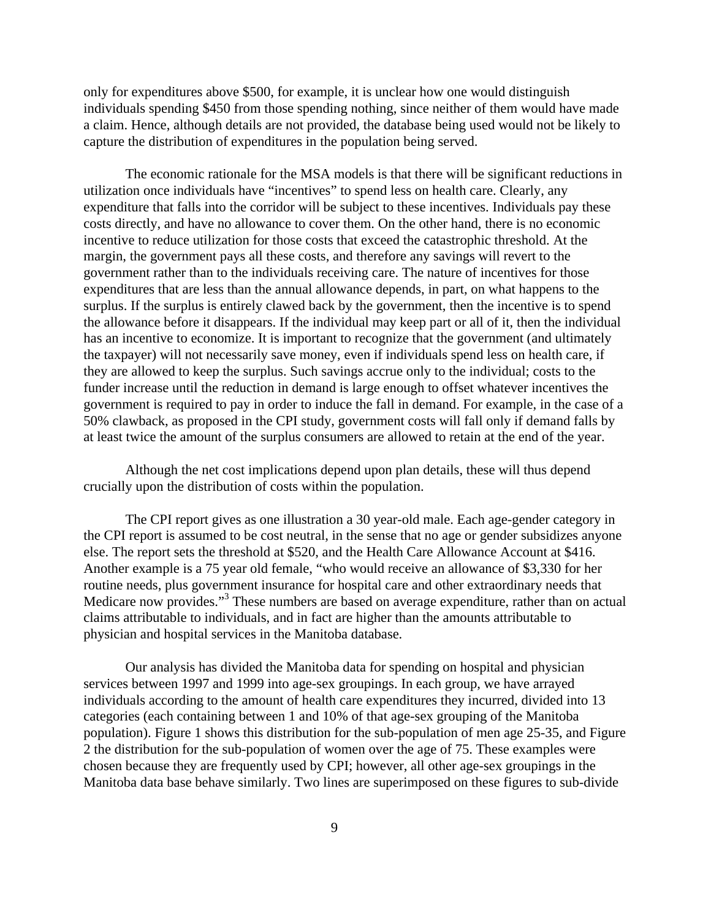only for expenditures above $500, for example, it is unclear how one would distinguish individuals spending $450 from those spending nothing, since neither of them would have made a claim. Hence, although details are not provided, the database being used would not be likely to capture the distribution of expenditures in the population being served.

The economic rationale for the MSA models is that there will be significant reductions in utilization once individuals have "incentives" to spend less on health care. Clearly, any expenditure that falls into the corridor will be subject to these incentives. Individuals pay these costs directly, and have no allowance to cover them. On the other hand, there is no economic incentive to reduce utilization for those costs that exceed the catastrophic threshold. At the margin, the government pays all these costs, and therefore any savings will revert to the government rather than to the individuals receiving care. The nature of incentives for those expenditures that are less than the annual allowance depends, in part, on what happens to the surplus. If the surplus is entirely clawed back by the government, then the incentive is to spend the allowance before it disappears. If the individual may keep part or all of it, then the individual has an incentive to economize. It is important to recognize that the government (and ultimately the taxpayer) will not necessarily save money, even if individuals spend less on health care, if they are allowed to keep the surplus. Such savings accrue only to the individual; costs to the funder increase until the reduction in demand is large enough to offset whatever incentives the government is required to pay in order to induce the fall in demand. For example, in the case of a 50% clawback, as proposed in the CPI study, government costs will fall only if demand falls by at least twice the amount of the surplus consumers are allowed to retain at the end of the year.

Although the net cost implications depend upon plan details, these will thus depend crucially upon the distribution of costs within the population.

The CPI report gives as one illustration a 30 year-old male. Each age-gender category in the CPI report is assumed to be cost neutral, in the sense that no age or gender subsidizes anyone else. The report sets the threshold at $520, and the Health Care Allowance Account at $416. Another example is a 75 year old female, "who would receive an allowance of $3,330 for her routine needs, plus government insurance for hospital care and other extraordinary needs that Medicare now provides."[3] These numbers are based on average expenditure, rather than on actual claims attributable to individuals, and in fact are higher than the amounts attributable to physician and hospital services in the Manitoba database.

Our analysis has divided the Manitoba data for spending on hospital and physician services between 1997 and 1999 into age-sex groupings. In each group, we have arrayed individuals according to the amount of health care expenditures they incurred, divided into 13 categories (each containing between 1 and 10% of that age-sex grouping of the Manitoba population). Figure 1 shows this distribution for the sub-population of men age 25-35, and Figure 2 the distribution for the sub-population of women over the age of 75. These examples were chosen because they are frequently used by CPI; however, all other age-sex groupings in the Manitoba data base behave similarly. Two lines are superimposed on these figures to sub-divide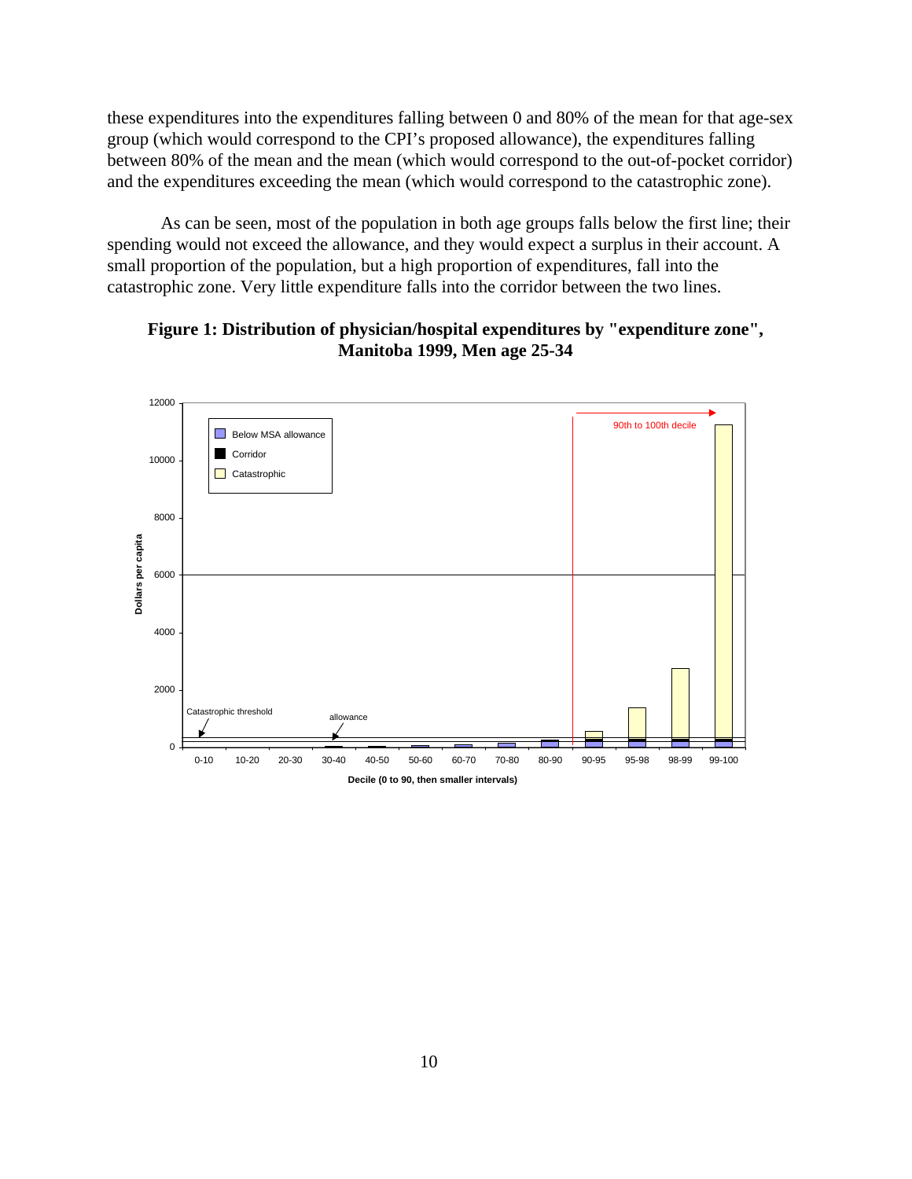these expenditures into the expenditures falling between 0 and 80% of the mean for that age-sex group (which would correspond to the CPI's proposed allowance), the expenditures falling between 80% of the mean and the mean (which would correspond to the out-of-pocket corridor) and the expenditures exceeding the mean (which would correspond to the catastrophic zone).

As can be seen, most of the population in both age groups falls below the first line; their spending would not exceed the allowance, and they would expect a surplus in their account. A small proportion of the population, but a high proportion of expenditures, fall into the catastrophic zone. Very little expenditure falls into the corridor between the two lines.

**Figure 1: Distribution of physician/hospital expenditures by "expenditure zone", Manitoba 1999, Men age 25-34**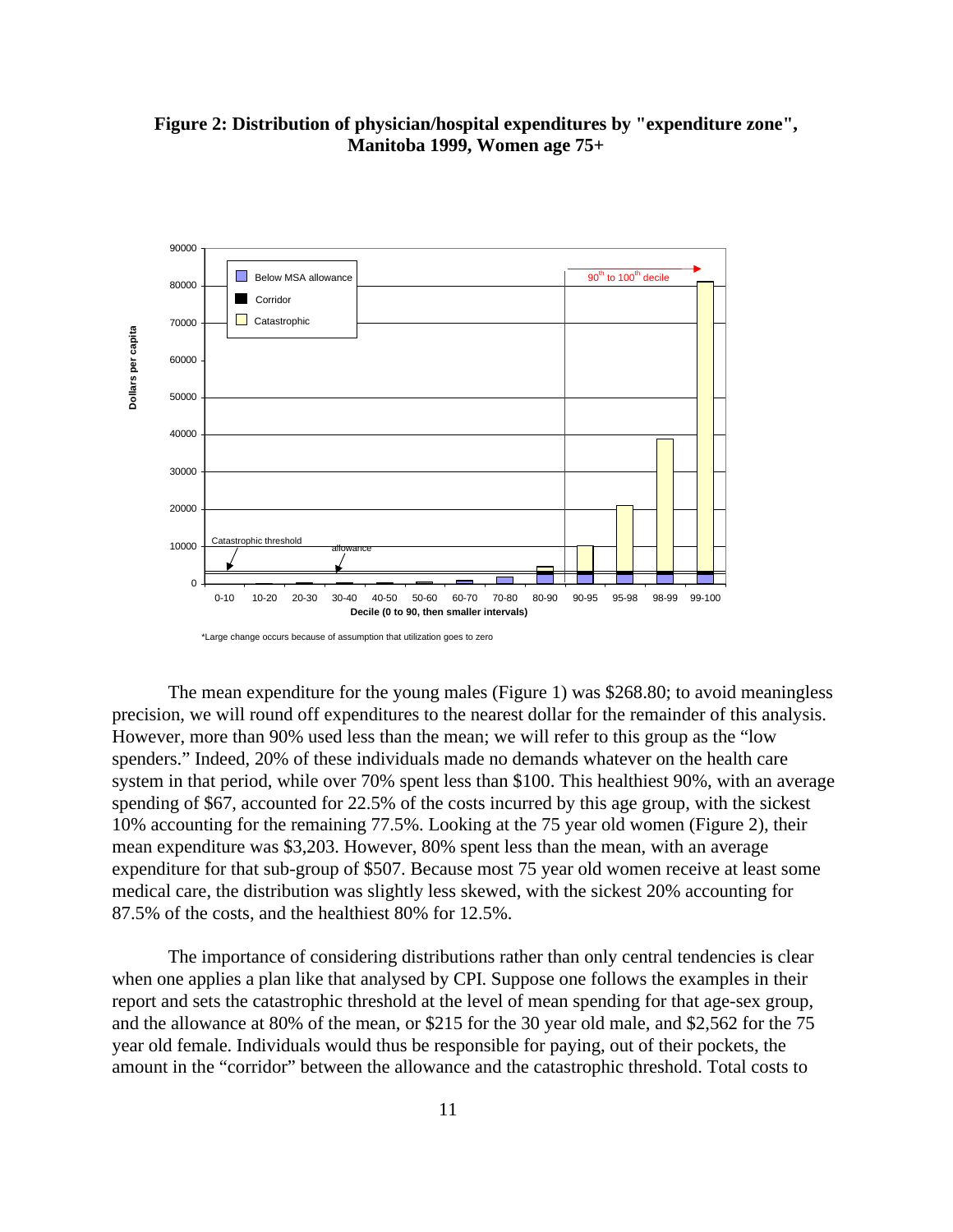**Figure 2: Distribution of physician/hospital expenditures by "expenditure zone", Manitoba 1999, Women age 75+**

*Large change occurs because of assumption that utilization goes to zero

The mean expenditure for the young males (Figure 1) was $268.80; to avoid meaningless precision, we will round off expenditures to the nearest dollar for the remainder of this analysis. However, more than 90% used less than the mean; we will refer to this group as the "low spenders." Indeed, 20% of these individuals made no demands whatever on the health care system in that period, while over 70% spent less than $100. This healthiest 90%, with an average spending of $67, accounted for 22.5% of the costs incurred by this age group, with the sickest 10% accounting for the remaining 77.5%. Looking at the 75 year old women (Figure 2), their mean expenditure was $3,203. However, 80% spent less than the mean, with an average expenditure for that sub-group of $507. Because most 75 year old women receive at least some medical care, the distribution was slightly less skewed, with the sickest 20% accounting for 87.5% of the costs, and the healthiest 80% for 12.5%.

The importance of considering distributions rather than only central tendencies is clear when one applies a plan like that analysed by CPI. Suppose one follows the examples in their report and sets the catastrophic threshold at the level of mean spending for that age-sex group, and the allowance at 80% of the mean, or $215 for the 30 year old male, and $2,562 for the 75 year old female. Individuals would thus be responsible for paying, out of their pockets, the amount in the "corridor" between the allowance and the catastrophic threshold. Total costs to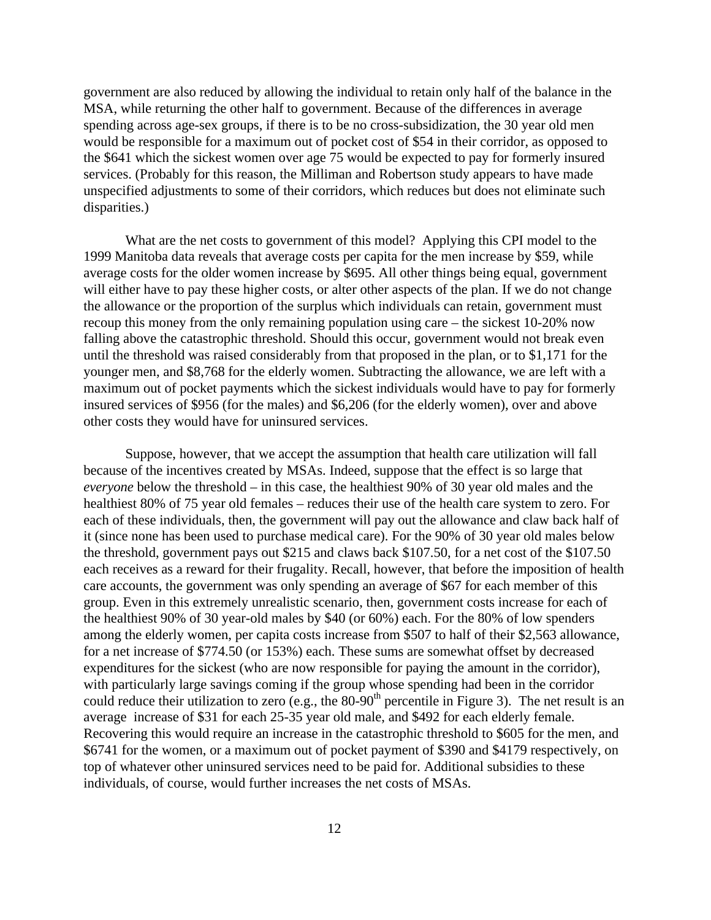government are also reduced by allowing the individual to retain only half of the balance in the MSA, while returning the other half to government. Because of the differences in average spending across age-sex groups, if there is to be no cross-subsidization, the 30 year old men would be responsible for a maximum out of pocket cost of $54 in their corridor, as opposed to the $641 which the sickest women over age 75 would be expected to pay for formerly insured services. (Probably for this reason, the Milliman and Robertson study appears to have made unspecified adjustments to some of their corridors, which reduces but does not eliminate such disparities.)

What are the net costs to government of this model? Applying this CPI model to the 1999 Manitoba data reveals that average costs per capita for the men increase by $59, while average costs for the older women increase by $695. All other things being equal, government will either have to pay these higher costs, or alter other aspects of the plan. If we do not change the allowance or the proportion of the surplus which individuals can retain, government must recoup this money from the only remaining population using care – the sickest 10-20% now falling above the catastrophic threshold. Should this occur, government would not break even until the threshold was raised considerably from that proposed in the plan, or to $1,171 for the younger men, and $8,768 for the elderly women. Subtracting the allowance, we are left with a maximum out of pocket payments which the sickest individuals would have to pay for formerly insured services of $956 (for the males) and $6,206 (for the elderly women), over and above other costs they would have for uninsured services.

Suppose, however, that we accept the assumption that health care utilization will fall because of the incentives created by MSAs. Indeed, suppose that the effect is so large that *everyone* below the threshold – in this case, the healthiest 90% of 30 year old males and the healthiest 80% of 75 year old females – reduces their use of the health care system to zero. For each of these individuals, then, the government will pay out the allowance and claw back half of it (since none has been used to purchase medical care). For the 90% of 30 year old males below the threshold, government pays out $215 and claws back $107.50, for a net cost of the $107.50 each receives as a reward for their frugality. Recall, however, that before the imposition of health care accounts, the government was only spending an average of $67 for each member of this group. Even in this extremely unrealistic scenario, then, government costs increase for each of the healthiest 90% of 30 year-old males by $40 (or 60%) each. For the 80% of low spenders among the elderly women, per capita costs increase from $507 to half of their $2,563 allowance, for a net increase of $774.50 (or 153%) each. These sums are somewhat offset by decreased expenditures for the sickest (who are now responsible for paying the amount in the corridor), with particularly large savings coming if the group whose spending had been in the corridor could reduce their utilization to zero (e.g., the 80-90$^{th}$ percentile in Figure 3). The net result is an average increase of $31 for each 25-35 year old male, and $492 for each elderly female. Recovering this would require an increase in the catastrophic threshold to $605 for the men, and $6741 for the women, or a maximum out of pocket payment of $390 and $4179 respectively, on top of whatever other uninsured services need to be paid for. Additional subsidies to these individuals, of course, would further increases the net costs of MSAs.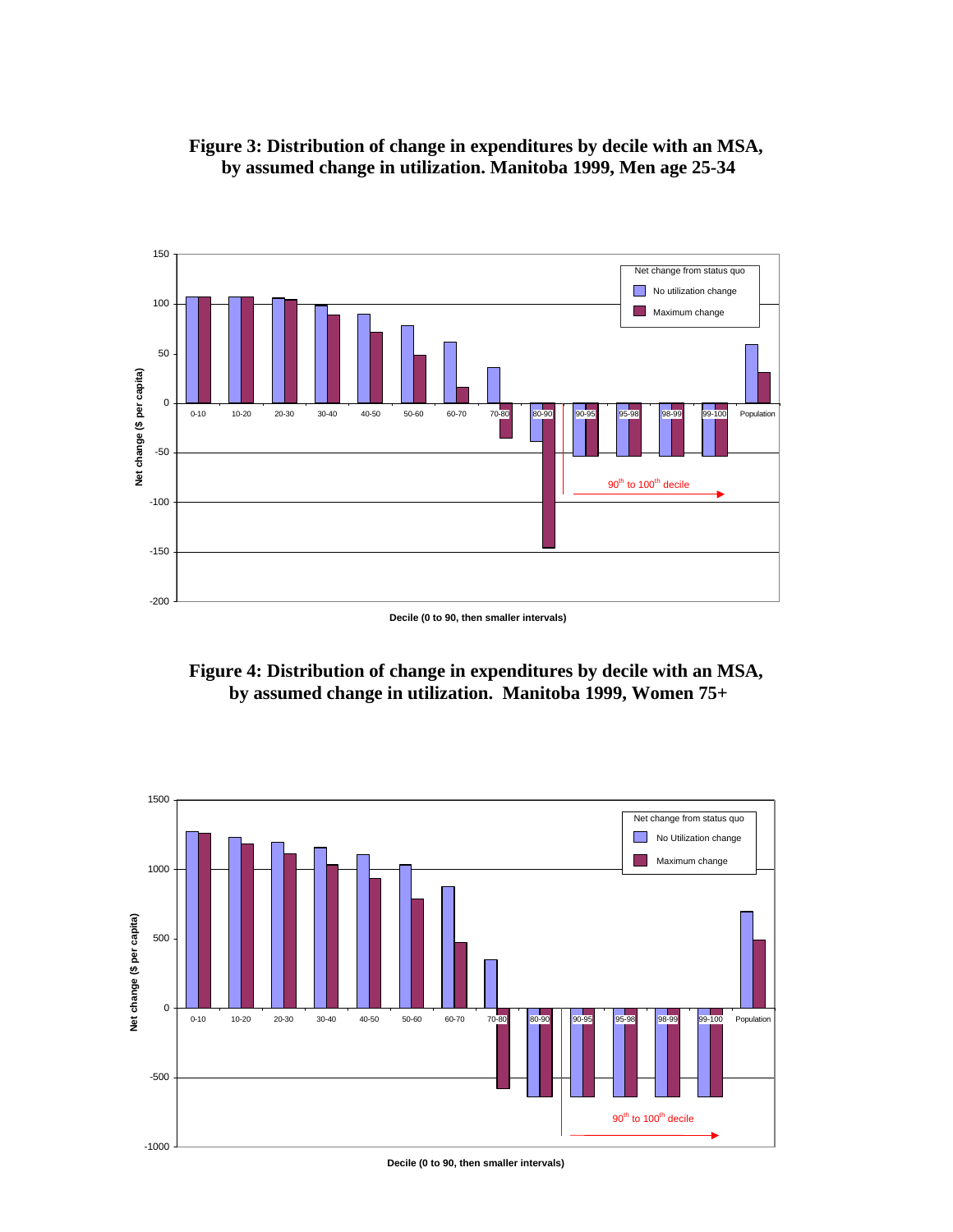**Figure 3: Distribution of change in expenditures by decile with an MSA, by assumed change in utilization. Manitoba 1999, Men age 25-34**

**Figure 4: Distribution of change in expenditures by decile with an MSA, by assumed change in utilization. Manitoba 1999, Women 75+**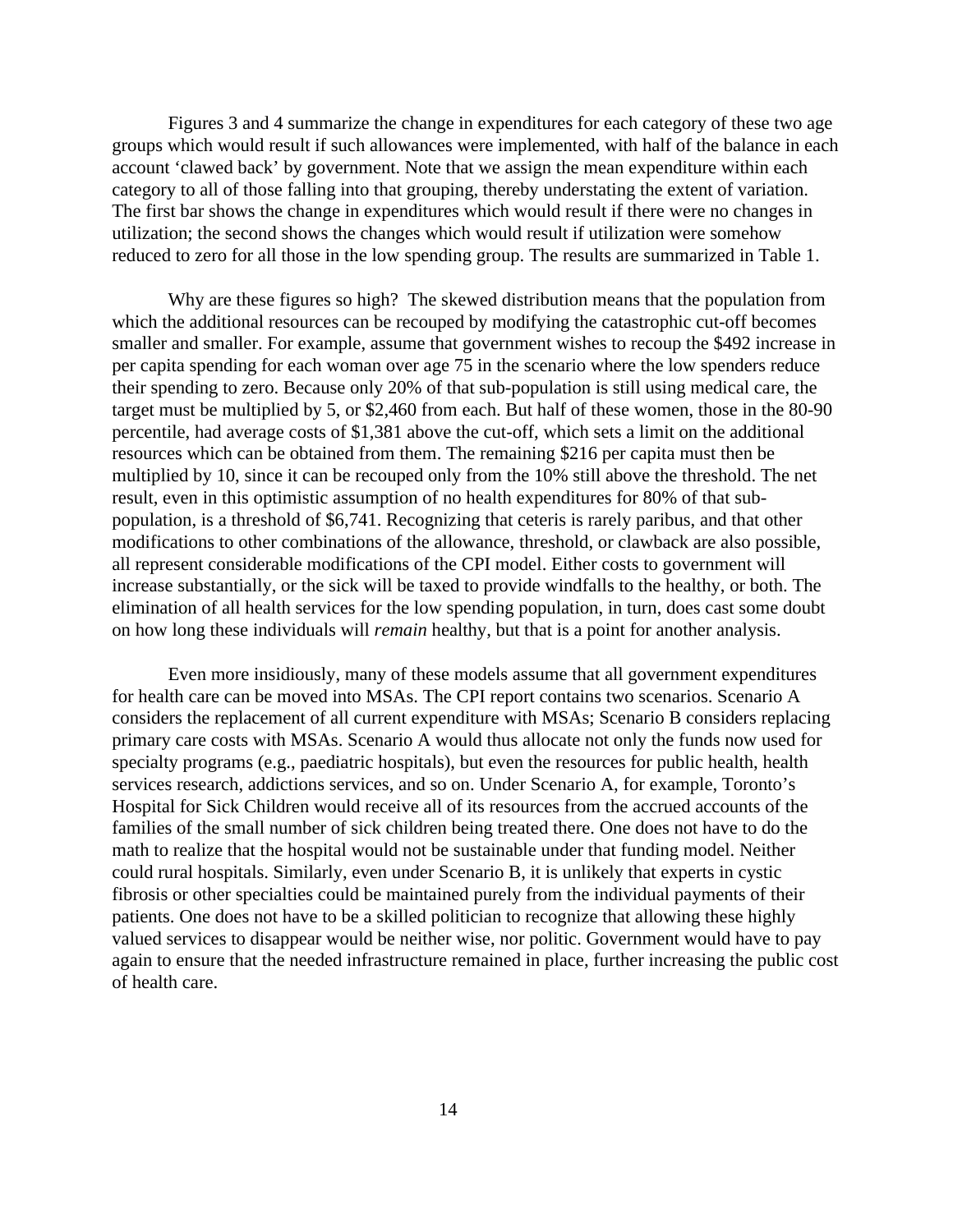Figures 3 and 4 summarize the change in expenditures for each category of these two age groups which would result if such allowances were implemented, with half of the balance in each account 'clawed back' by government. Note that we assign the mean expenditure within each category to all of those falling into that grouping, thereby understating the extent of variation. The first bar shows the change in expenditures which would result if there were no changes in utilization; the second shows the changes which would result if utilization were somehow reduced to zero for all those in the low spending group. The results are summarized in Table 1.

Why are these figures so high? The skewed distribution means that the population from which the additional resources can be recouped by modifying the catastrophic cut-off becomes smaller and smaller. For example, assume that government wishes to recoup the $492 increase in per capita spending for each woman over age 75 in the scenario where the low spenders reduce their spending to zero. Because only 20% of that sub-population is still using medical care, the target must be multiplied by 5, or $2,460 from each. But half of these women, those in the 80-90 percentile, had average costs of $1,381 above the cut-off, which sets a limit on the additional resources which can be obtained from them. The remaining $216 per capita must then be multiplied by 10, since it can be recouped only from the 10% still above the threshold. The net result, even in this optimistic assumption of no health expenditures for 80% of that sub-population, is a threshold of $6,741. Recognizing that ceteris is rarely paribus, and that other modifications to other combinations of the allowance, threshold, or clawback are also possible, all represent considerable modifications of the CPI model. Either costs to government will increase substantially, or the sick will be taxed to provide windfalls to the healthy, or both. The elimination of all health services for the low spending population, in turn, does cast some doubt on how long these individuals will *remain* healthy, but that is a point for another analysis.

Even more insidiously, many of these models assume that all government expenditures for health care can be moved into MSAs. The CPI report contains two scenarios. Scenario A considers the replacement of all current expenditure with MSAs; Scenario B considers replacing primary care costs with MSAs. Scenario A would thus allocate not only the funds now used for specialty programs (e.g., paediatric hospitals), but even the resources for public health, health services research, addictions services, and so on. Under Scenario A, for example, Toronto's Hospital for Sick Children would receive all of its resources from the accrued accounts of the families of the small number of sick children being treated there. One does not have to do the math to realize that the hospital would not be sustainable under that funding model. Neither could rural hospitals. Similarly, even under Scenario B, it is unlikely that experts in cystic fibrosis or other specialties could be maintained purely from the individual payments of their patients. One does not have to be a skilled politician to recognize that allowing these highly valued services to disappear would be neither wise, nor politic. Government would have to pay again to ensure that the needed infrastructure remained in place, further increasing the public cost of health care.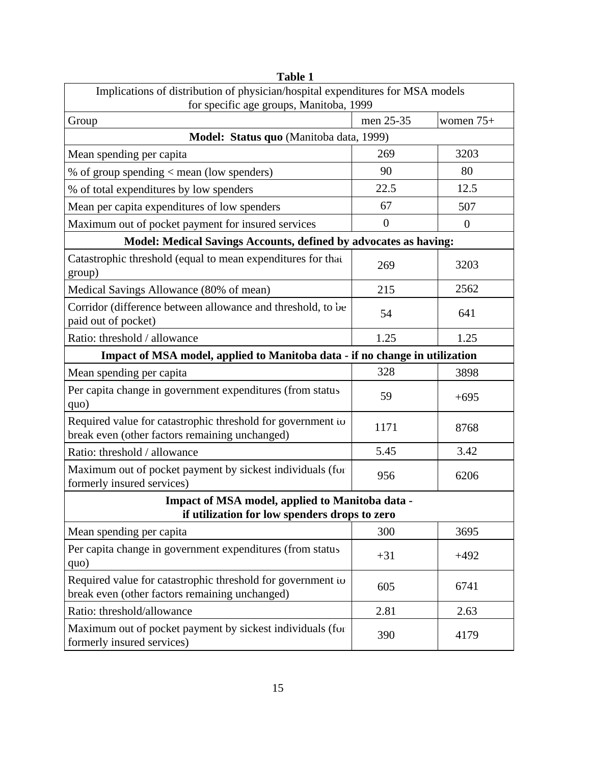**Table 1**

| Implications of distribution of physician/hospital expenditures for MSA models for specific age groups, Manitoba, 1999 | | |
|---|---|---|
| Group | men 25-35 | women 75+ |
| **Model: Status quo** (Manitoba data, 1999) | | |
| Mean spending per capita | 269 | 3203 |
| % of group spending < mean (low spenders) | 90 | 80 |
| % of total expenditures by low spenders | 22.5 | 12.5 |
| Mean per capita expenditures of low spenders | 67 | 507 |
| Maximum out of pocket payment for insured services | 0 | 0 |
| **Model: Medical Savings Accounts, defined by advocates as having:** | | |
| Catastrophic threshold (equal to mean expenditures for that group) | 269 | 3203 |
| Medical Savings Allowance (80% of mean) | 215 | 2562 |
| Corridor (difference between allowance and threshold, to be paid out of pocket) | 54 | 641 |
| Ratio: threshold / allowance | 1.25 | 1.25 |
| **Impact of MSA model, applied to Manitoba data - if no change in utilization** | | |
| Mean spending per capita | 328 | 3898 |
| Per capita change in government expenditures (from status quo) | 59 | +695 |
| Required value for catastrophic threshold for government to break even (other factors remaining unchanged) | 1171 | 8768 |
| Ratio: threshold / allowance | 5.45 | 3.42 |
| Maximum out of pocket payment by sickest individuals (for formerly insured services) | 956 | 6206 |
| **Impact of MSA model, applied to Manitoba data - if utilization for low spenders drops to zero** | | |
| Mean spending per capita | 300 | 3695 |
| Per capita change in government expenditures (from status quo) | +31 | +492 |
| Required value for catastrophic threshold for government to break even (other factors remaining unchanged) | 605 | 6741 |
| Ratio: threshold/allowance | 2.81 | 2.63 |
| Maximum out of pocket payment by sickest individuals (for formerly insured services) | 390 | 4179 |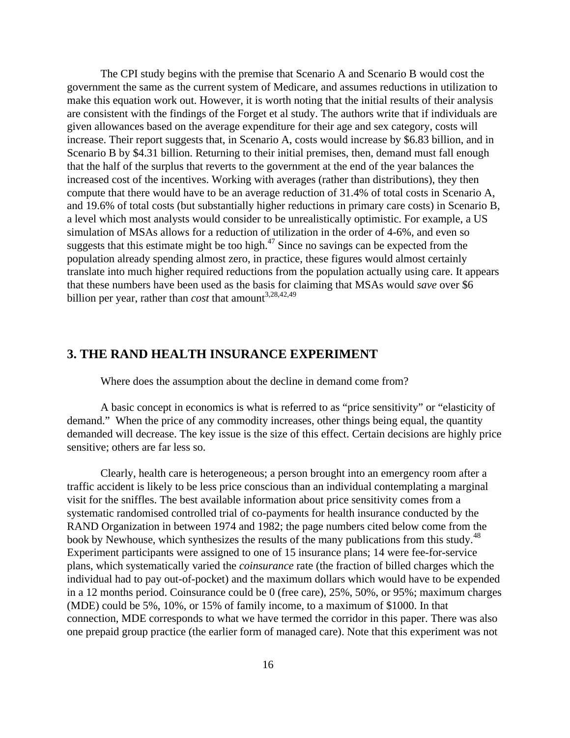The CPI study begins with the premise that Scenario A and Scenario B would cost the government the same as the current system of Medicare, and assumes reductions in utilization to make this equation work out. However, it is worth noting that the initial results of their analysis are consistent with the findings of the Forget et al study. The authors write that if individuals are given allowances based on the average expenditure for their age and sex category, costs will increase. Their report suggests that, in Scenario A, costs would increase by $6.83 billion, and in Scenario B by $4.31 billion. Returning to their initial premises, then, demand must fall enough that the half of the surplus that reverts to the government at the end of the year balances the increased cost of the incentives. Working with averages (rather than distributions), they then compute that there would have to be an average reduction of 31.4% of total costs in Scenario A, and 19.6% of total costs (but substantially higher reductions in primary care costs) in Scenario B, a level which most analysts would consider to be unrealistically optimistic. For example, a US simulation of MSAs allows for a reduction of utilization in the order of 4-6%, and even so suggests that this estimate might be too high.[47] Since no savings can be expected from the population already spending almost zero, in practice, these figures would almost certainly translate into much higher required reductions from the population actually using care. It appears that these numbers have been used as the basis for claiming that MSAs would *save* over $6 billion per year, rather than *cost* that amount[3,28,42,49]

## 3. THE RAND HEALTH INSURANCE EXPERIMENT

Where does the assumption about the decline in demand come from?

A basic concept in economics is what is referred to as "price sensitivity" or "elasticity of demand." When the price of any commodity increases, other things being equal, the quantity demanded will decrease. The key issue is the size of this effect. Certain decisions are highly price sensitive; others are far less so.

Clearly, health care is heterogeneous; a person brought into an emergency room after a traffic accident is likely to be less price conscious than an individual contemplating a marginal visit for the sniffles. The best available information about price sensitivity comes from a systematic randomised controlled trial of co-payments for health insurance conducted by the RAND Organization in between 1974 and 1982; the page numbers cited below come from the book by Newhouse, which synthesizes the results of the many publications from this study.[48] Experiment participants were assigned to one of 15 insurance plans; 14 were fee-for-service plans, which systematically varied the *coinsurance* rate (the fraction of billed charges which the individual had to pay out-of-pocket) and the maximum dollars which would have to be expended in a 12 months period. Coinsurance could be 0 (free care), 25%, 50%, or 95%; maximum charges (MDE) could be 5%, 10%, or 15% of family income, to a maximum of $1000. In that connection, MDE corresponds to what we have termed the corridor in this paper. There was also one prepaid group practice (the earlier form of managed care). Note that this experiment was not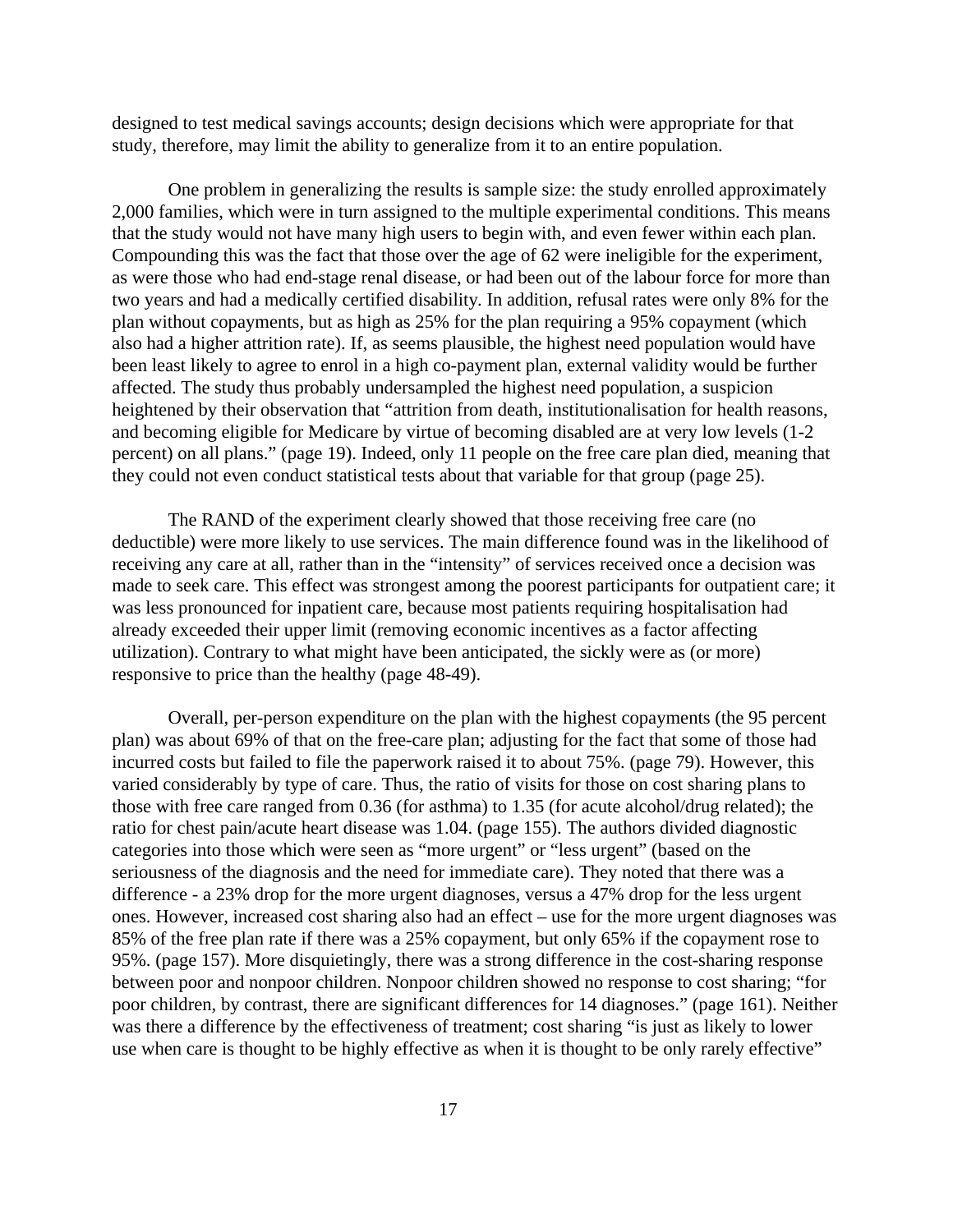designed to test medical savings accounts; design decisions which were appropriate for that study, therefore, may limit the ability to generalize from it to an entire population.

One problem in generalizing the results is sample size: the study enrolled approximately 2,000 families, which were in turn assigned to the multiple experimental conditions. This means that the study would not have many high users to begin with, and even fewer within each plan. Compounding this was the fact that those over the age of 62 were ineligible for the experiment, as were those who had end-stage renal disease, or had been out of the labour force for more than two years and had a medically certified disability. In addition, refusal rates were only 8% for the plan without copayments, but as high as 25% for the plan requiring a 95% copayment (which also had a higher attrition rate). If, as seems plausible, the highest need population would have been least likely to agree to enrol in a high co-payment plan, external validity would be further affected. The study thus probably undersampled the highest need population, a suspicion heightened by their observation that "attrition from death, institutionalisation for health reasons, and becoming eligible for Medicare by virtue of becoming disabled are at very low levels (1-2 percent) on all plans." (page 19). Indeed, only 11 people on the free care plan died, meaning that they could not even conduct statistical tests about that variable for that group (page 25).

The RAND of the experiment clearly showed that those receiving free care (no deductible) were more likely to use services. The main difference found was in the likelihood of receiving any care at all, rather than in the "intensity" of services received once a decision was made to seek care. This effect was strongest among the poorest participants for outpatient care; it was less pronounced for inpatient care, because most patients requiring hospitalisation had already exceeded their upper limit (removing economic incentives as a factor affecting utilization). Contrary to what might have been anticipated, the sickly were as (or more) responsive to price than the healthy (page 48-49).

Overall, per-person expenditure on the plan with the highest copayments (the 95 percent plan) was about 69% of that on the free-care plan; adjusting for the fact that some of those had incurred costs but failed to file the paperwork raised it to about 75%. (page 79). However, this varied considerably by type of care. Thus, the ratio of visits for those on cost sharing plans to those with free care ranged from 0.36 (for asthma) to 1.35 (for acute alcohol/drug related); the ratio for chest pain/acute heart disease was 1.04. (page 155). The authors divided diagnostic categories into those which were seen as "more urgent" or "less urgent" (based on the seriousness of the diagnosis and the need for immediate care). They noted that there was a difference - a 23% drop for the more urgent diagnoses, versus a 47% drop for the less urgent ones. However, increased cost sharing also had an effect – use for the more urgent diagnoses was 85% of the free plan rate if there was a 25% copayment, but only 65% if the copayment rose to 95%. (page 157). More disquietingly, there was a strong difference in the cost-sharing response between poor and nonpoor children. Nonpoor children showed no response to cost sharing; "for poor children, by contrast, there are significant differences for 14 diagnoses." (page 161). Neither was there a difference by the effectiveness of treatment; cost sharing "is just as likely to lower use when care is thought to be highly effective as when it is thought to be only rarely effective"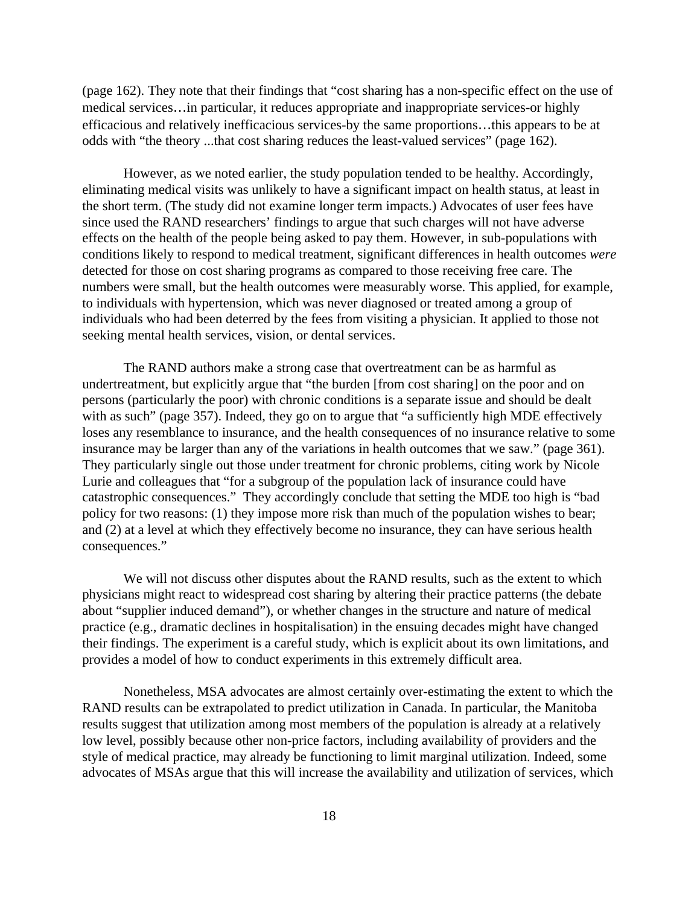(page 162). They note that their findings that "cost sharing has a non-specific effect on the use of medical services…in particular, it reduces appropriate and inappropriate services-or highly efficacious and relatively inefficacious services-by the same proportions…this appears to be at odds with "the theory ...that cost sharing reduces the least-valued services" (page 162).

However, as we noted earlier, the study population tended to be healthy. Accordingly, eliminating medical visits was unlikely to have a significant impact on health status, at least in the short term. (The study did not examine longer term impacts.) Advocates of user fees have since used the RAND researchers' findings to argue that such charges will not have adverse effects on the health of the people being asked to pay them. However, in sub-populations with conditions likely to respond to medical treatment, significant differences in health outcomes *were* detected for those on cost sharing programs as compared to those receiving free care. The numbers were small, but the health outcomes were measurably worse. This applied, for example, to individuals with hypertension, which was never diagnosed or treated among a group of individuals who had been deterred by the fees from visiting a physician. It applied to those not seeking mental health services, vision, or dental services.

The RAND authors make a strong case that overtreatment can be as harmful as undertreatment, but explicitly argue that "the burden [from cost sharing] on the poor and on persons (particularly the poor) with chronic conditions is a separate issue and should be dealt with as such" (page 357). Indeed, they go on to argue that "a sufficiently high MDE effectively loses any resemblance to insurance, and the health consequences of no insurance relative to some insurance may be larger than any of the variations in health outcomes that we saw." (page 361). They particularly single out those under treatment for chronic problems, citing work by Nicole Lurie and colleagues that "for a subgroup of the population lack of insurance could have catastrophic consequences." They accordingly conclude that setting the MDE too high is "bad policy for two reasons: (1) they impose more risk than much of the population wishes to bear; and (2) at a level at which they effectively become no insurance, they can have serious health consequences."

We will not discuss other disputes about the RAND results, such as the extent to which physicians might react to widespread cost sharing by altering their practice patterns (the debate about "supplier induced demand"), or whether changes in the structure and nature of medical practice (e.g., dramatic declines in hospitalisation) in the ensuing decades might have changed their findings. The experiment is a careful study, which is explicit about its own limitations, and provides a model of how to conduct experiments in this extremely difficult area.

Nonetheless, MSA advocates are almost certainly over-estimating the extent to which the RAND results can be extrapolated to predict utilization in Canada. In particular, the Manitoba results suggest that utilization among most members of the population is already at a relatively low level, possibly because other non-price factors, including availability of providers and the style of medical practice, may already be functioning to limit marginal utilization. Indeed, some advocates of MSAs argue that this will increase the availability and utilization of services, which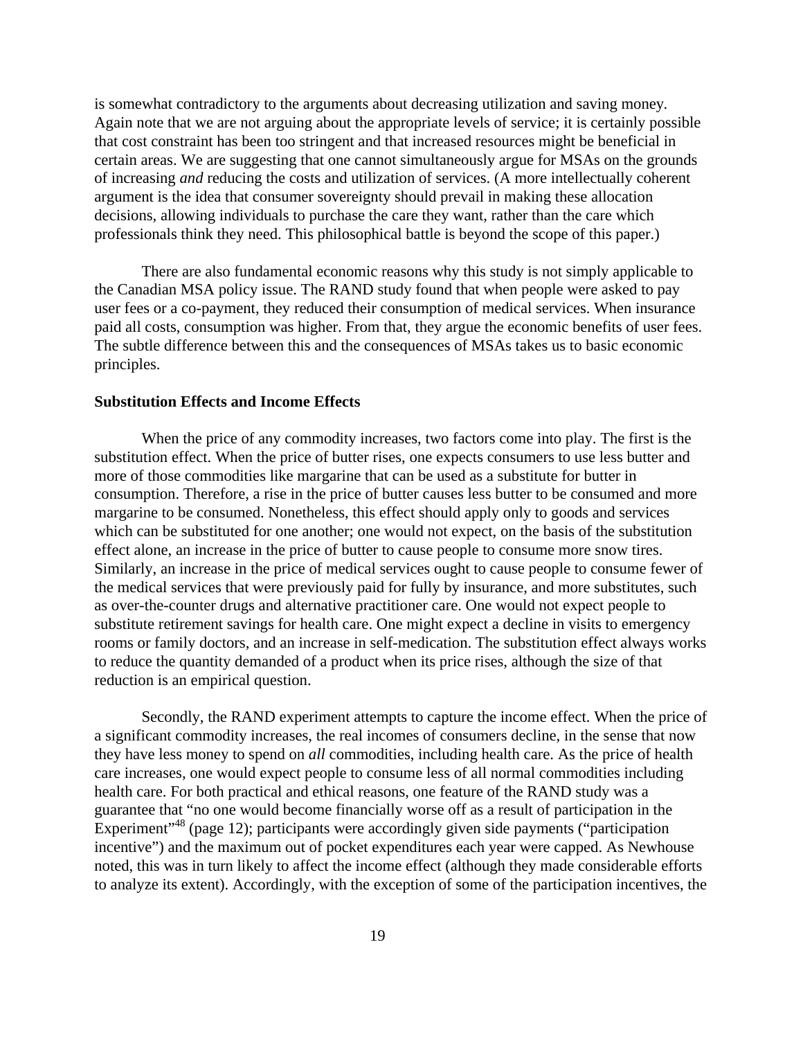is somewhat contradictory to the arguments about decreasing utilization and saving money. Again note that we are not arguing about the appropriate levels of service; it is certainly possible that cost constraint has been too stringent and that increased resources might be beneficial in certain areas. We are suggesting that one cannot simultaneously argue for MSAs on the grounds of increasing *and* reducing the costs and utilization of services. (A more intellectually coherent argument is the idea that consumer sovereignty should prevail in making these allocation decisions, allowing individuals to purchase the care they want, rather than the care which professionals think they need. This philosophical battle is beyond the scope of this paper.)

There are also fundamental economic reasons why this study is not simply applicable to the Canadian MSA policy issue. The RAND study found that when people were asked to pay user fees or a co-payment, they reduced their consumption of medical services. When insurance paid all costs, consumption was higher. From that, they argue the economic benefits of user fees. The subtle difference between this and the consequences of MSAs takes us to basic economic principles.

**Substitution Effects and Income Effects**

When the price of any commodity increases, two factors come into play. The first is the substitution effect. When the price of butter rises, one expects consumers to use less butter and more of those commodities like margarine that can be used as a substitute for butter in consumption. Therefore, a rise in the price of butter causes less butter to be consumed and more margarine to be consumed. Nonetheless, this effect should apply only to goods and services which can be substituted for one another; one would not expect, on the basis of the substitution effect alone, an increase in the price of butter to cause people to consume more snow tires. Similarly, an increase in the price of medical services ought to cause people to consume fewer of the medical services that were previously paid for fully by insurance, and more substitutes, such as over-the-counter drugs and alternative practitioner care. One would not expect people to substitute retirement savings for health care. One might expect a decline in visits to emergency rooms or family doctors, and an increase in self-medication. The substitution effect always works to reduce the quantity demanded of a product when its price rises, although the size of that reduction is an empirical question.

Secondly, the RAND experiment attempts to capture the income effect. When the price of a significant commodity increases, the real incomes of consumers decline, in the sense that now they have less money to spend on *all* commodities, including health care. As the price of health care increases, one would expect people to consume less of all normal commodities including health care. For both practical and ethical reasons, one feature of the RAND study was a guarantee that "no one would become financially worse off as a result of participation in the Experiment"[48] (page 12); participants were accordingly given side payments ("participation incentive") and the maximum out of pocket expenditures each year were capped. As Newhouse noted, this was in turn likely to affect the income effect (although they made considerable efforts to analyze its extent). Accordingly, with the exception of some of the participation incentives, the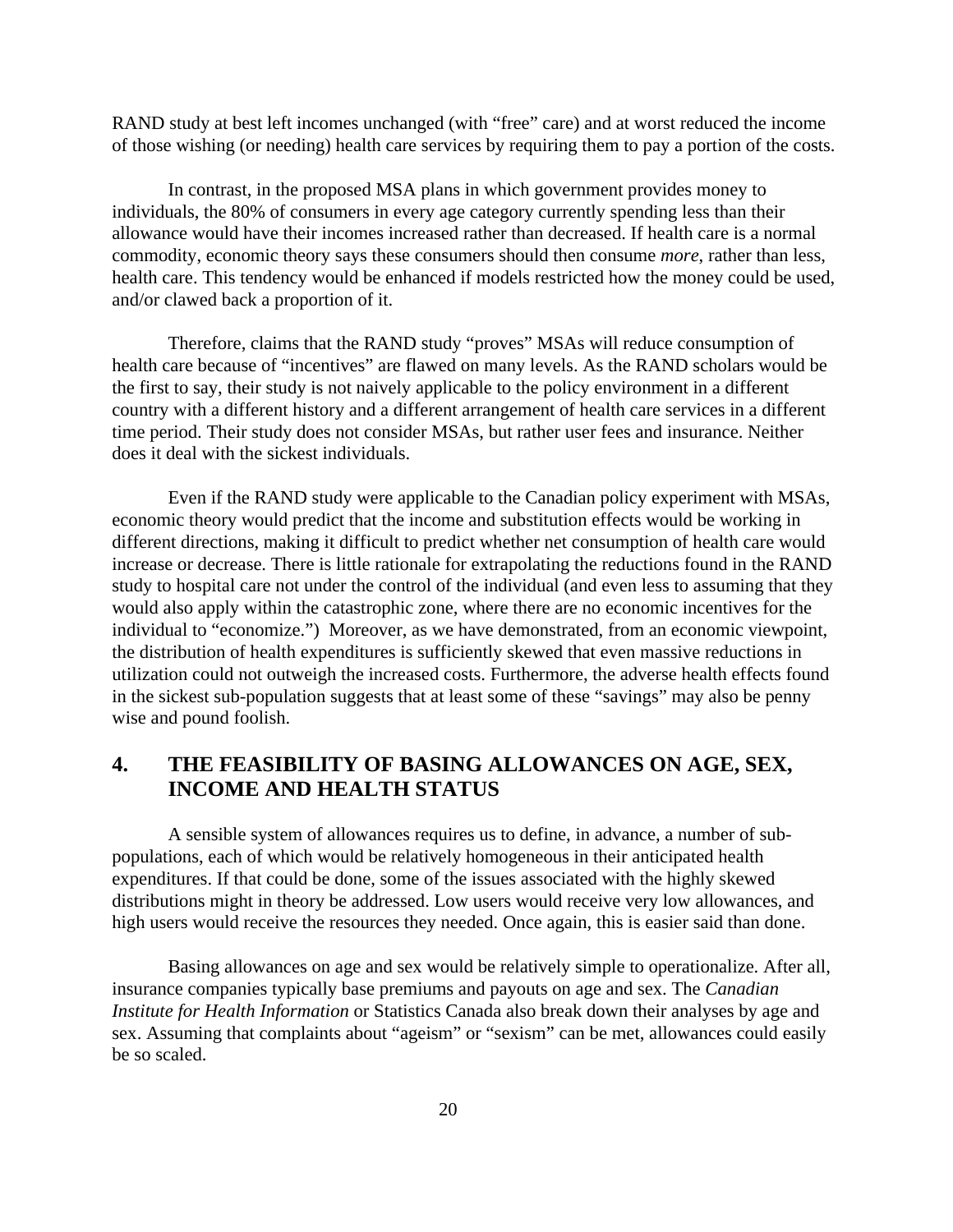RAND study at best left incomes unchanged (with "free" care) and at worst reduced the income of those wishing (or needing) health care services by requiring them to pay a portion of the costs.

In contrast, in the proposed MSA plans in which government provides money to individuals, the 80% of consumers in every age category currently spending less than their allowance would have their incomes increased rather than decreased. If health care is a normal commodity, economic theory says these consumers should then consume *more*, rather than less, health care. This tendency would be enhanced if models restricted how the money could be used, and/or clawed back a proportion of it.

Therefore, claims that the RAND study "proves" MSAs will reduce consumption of health care because of "incentives" are flawed on many levels. As the RAND scholars would be the first to say, their study is not naively applicable to the policy environment in a different country with a different history and a different arrangement of health care services in a different time period. Their study does not consider MSAs, but rather user fees and insurance. Neither does it deal with the sickest individuals.

Even if the RAND study were applicable to the Canadian policy experiment with MSAs, economic theory would predict that the income and substitution effects would be working in different directions, making it difficult to predict whether net consumption of health care would increase or decrease. There is little rationale for extrapolating the reductions found in the RAND study to hospital care not under the control of the individual (and even less to assuming that they would also apply within the catastrophic zone, where there are no economic incentives for the individual to "economize.") Moreover, as we have demonstrated, from an economic viewpoint, the distribution of health expenditures is sufficiently skewed that even massive reductions in utilization could not outweigh the increased costs. Furthermore, the adverse health effects found in the sickest sub-population suggests that at least some of these "savings" may also be penny wise and pound foolish.

## 4. THE FEASIBILITY OF BASING ALLOWANCES ON AGE, SEX, INCOME AND HEALTH STATUS

A sensible system of allowances requires us to define, in advance, a number of sub-populations, each of which would be relatively homogeneous in their anticipated health expenditures. If that could be done, some of the issues associated with the highly skewed distributions might in theory be addressed. Low users would receive very low allowances, and high users would receive the resources they needed. Once again, this is easier said than done.

Basing allowances on age and sex would be relatively simple to operationalize. After all, insurance companies typically base premiums and payouts on age and sex. The *Canadian Institute for Health Information* or Statistics Canada also break down their analyses by age and sex. Assuming that complaints about "ageism" or "sexism" can be met, allowances could easily be so scaled.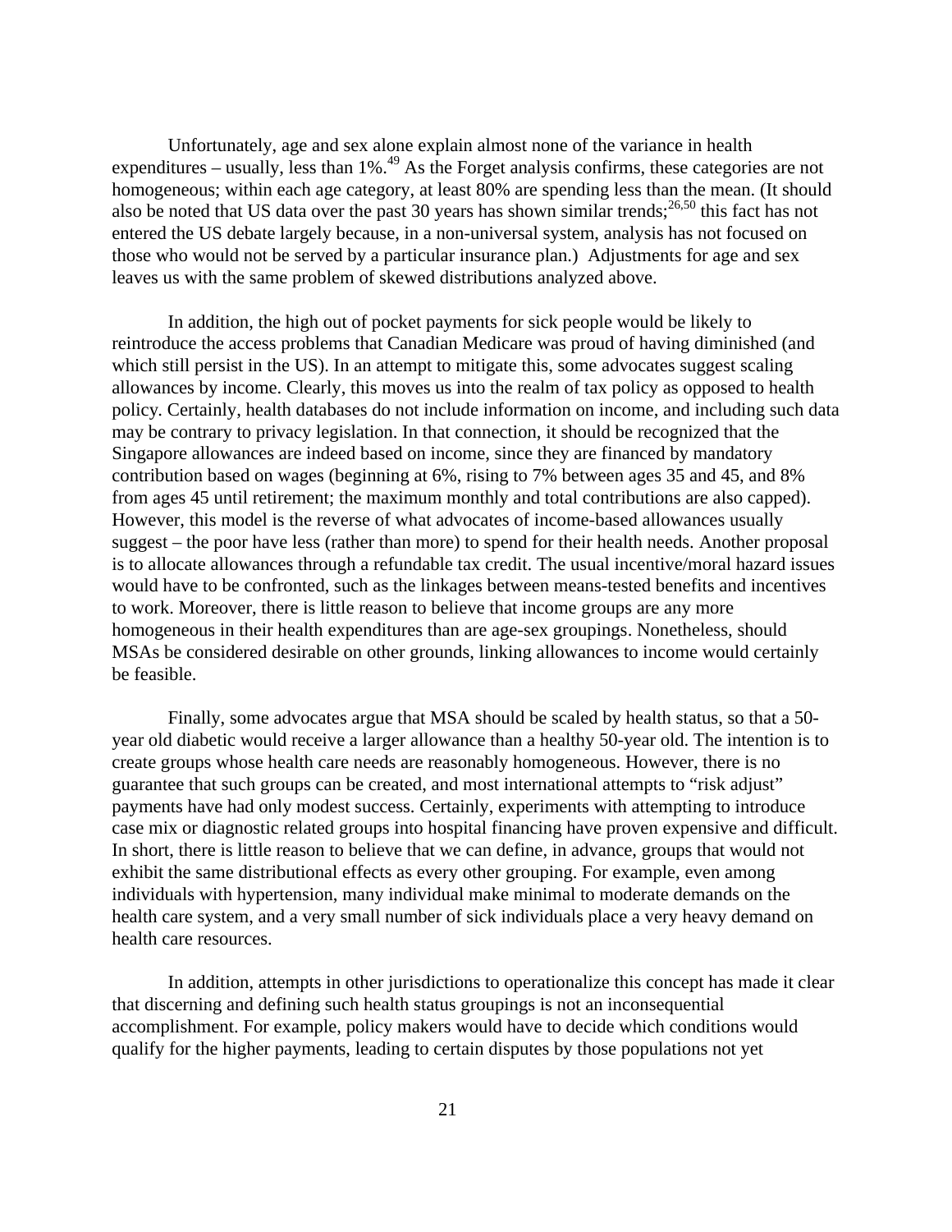Unfortunately, age and sex alone explain almost none of the variance in health expenditures – usually, less than 1%.[49] As the Forget analysis confirms, these categories are not homogeneous; within each age category, at least 80% are spending less than the mean. (It should also be noted that US data over the past 30 years has shown similar trends;[26,50] this fact has not entered the US debate largely because, in a non-universal system, analysis has not focused on those who would not be served by a particular insurance plan.) Adjustments for age and sex leaves us with the same problem of skewed distributions analyzed above.

In addition, the high out of pocket payments for sick people would be likely to reintroduce the access problems that Canadian Medicare was proud of having diminished (and which still persist in the US). In an attempt to mitigate this, some advocates suggest scaling allowances by income. Clearly, this moves us into the realm of tax policy as opposed to health policy. Certainly, health databases do not include information on income, and including such data may be contrary to privacy legislation. In that connection, it should be recognized that the Singapore allowances are indeed based on income, since they are financed by mandatory contribution based on wages (beginning at 6%, rising to 7% between ages 35 and 45, and 8% from ages 45 until retirement; the maximum monthly and total contributions are also capped). However, this model is the reverse of what advocates of income-based allowances usually suggest – the poor have less (rather than more) to spend for their health needs. Another proposal is to allocate allowances through a refundable tax credit. The usual incentive/moral hazard issues would have to be confronted, such as the linkages between means-tested benefits and incentives to work. Moreover, there is little reason to believe that income groups are any more homogeneous in their health expenditures than are age-sex groupings. Nonetheless, should MSAs be considered desirable on other grounds, linking allowances to income would certainly be feasible.

Finally, some advocates argue that MSA should be scaled by health status, so that a 50-year old diabetic would receive a larger allowance than a healthy 50-year old. The intention is to create groups whose health care needs are reasonably homogeneous. However, there is no guarantee that such groups can be created, and most international attempts to "risk adjust" payments have had only modest success. Certainly, experiments with attempting to introduce case mix or diagnostic related groups into hospital financing have proven expensive and difficult. In short, there is little reason to believe that we can define, in advance, groups that would not exhibit the same distributional effects as every other grouping. For example, even among individuals with hypertension, many individual make minimal to moderate demands on the health care system, and a very small number of sick individuals place a very heavy demand on health care resources.

In addition, attempts in other jurisdictions to operationalize this concept has made it clear that discerning and defining such health status groupings is not an inconsequential accomplishment. For example, policy makers would have to decide which conditions would qualify for the higher payments, leading to certain disputes by those populations not yet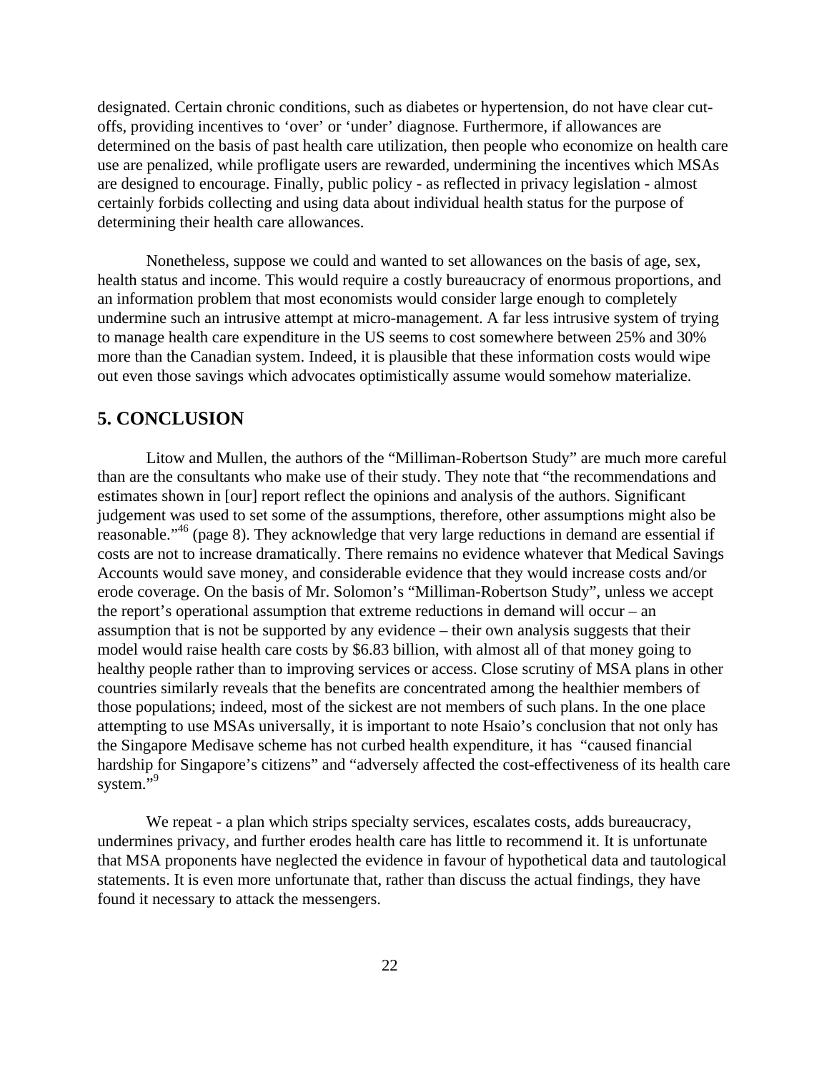designated. Certain chronic conditions, such as diabetes or hypertension, do not have clear cut-offs, providing incentives to 'over' or 'under' diagnose. Furthermore, if allowances are determined on the basis of past health care utilization, then people who economize on health care use are penalized, while profligate users are rewarded, undermining the incentives which MSAs are designed to encourage. Finally, public policy - as reflected in privacy legislation - almost certainly forbids collecting and using data about individual health status for the purpose of determining their health care allowances.

Nonetheless, suppose we could and wanted to set allowances on the basis of age, sex, health status and income. This would require a costly bureaucracy of enormous proportions, and an information problem that most economists would consider large enough to completely undermine such an intrusive attempt at micro-management. A far less intrusive system of trying to manage health care expenditure in the US seems to cost somewhere between 25% and 30% more than the Canadian system. Indeed, it is plausible that these information costs would wipe out even those savings which advocates optimistically assume would somehow materialize.

## 5. CONCLUSION

Litow and Mullen, the authors of the "Milliman-Robertson Study" are much more careful than are the consultants who make use of their study. They note that "the recommendations and estimates shown in [our] report reflect the opinions and analysis of the authors. Significant judgement was used to set some of the assumptions, therefore, other assumptions might also be reasonable."[46] (page 8). They acknowledge that very large reductions in demand are essential if costs are not to increase dramatically. There remains no evidence whatever that Medical Savings Accounts would save money, and considerable evidence that they would increase costs and/or erode coverage. On the basis of Mr. Solomon's "Milliman-Robertson Study", unless we accept the report's operational assumption that extreme reductions in demand will occur – an assumption that is not be supported by any evidence – their own analysis suggests that their model would raise health care costs by $6.83 billion, with almost all of that money going to healthy people rather than to improving services or access. Close scrutiny of MSA plans in other countries similarly reveals that the benefits are concentrated among the healthier members of those populations; indeed, most of the sickest are not members of such plans. In the one place attempting to use MSAs universally, it is important to note Hsaio's conclusion that not only has the Singapore Medisave scheme has not curbed health expenditure, it has "caused financial hardship for Singapore's citizens" and "adversely affected the cost-effectiveness of its health care system."[9]

We repeat - a plan which strips specialty services, escalates costs, adds bureaucracy, undermines privacy, and further erodes health care has little to recommend it. It is unfortunate that MSA proponents have neglected the evidence in favour of hypothetical data and tautological statements. It is even more unfortunate that, rather than discuss the actual findings, they have found it necessary to attack the messengers.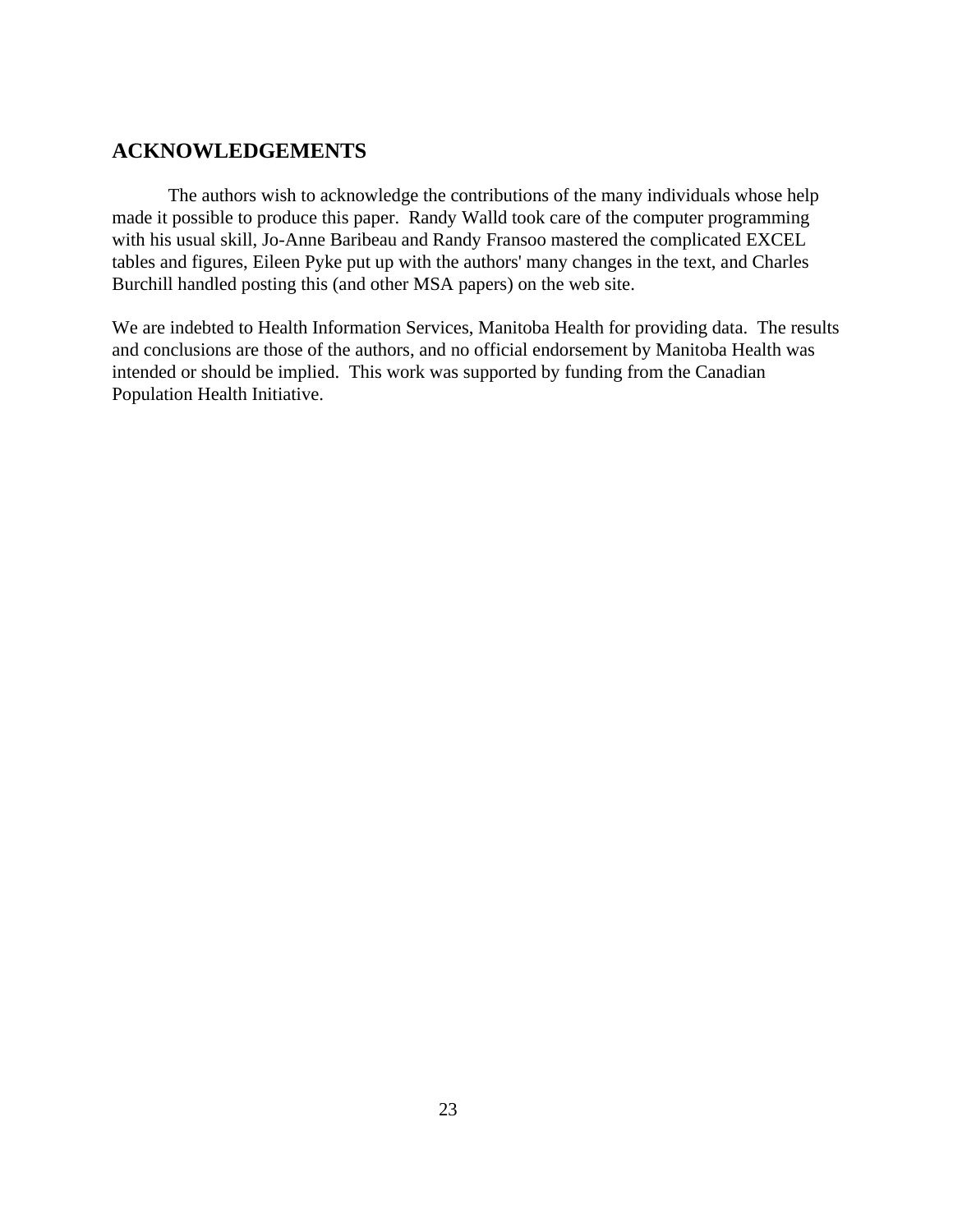## ACKNOWLEDGEMENTS

The authors wish to acknowledge the contributions of the many individuals whose help made it possible to produce this paper. Randy Walld took care of the computer programming with his usual skill, Jo-Anne Baribeau and Randy Fransoo mastered the complicated EXCEL tables and figures, Eileen Pyke put up with the authors' many changes in the text, and Charles Burchill handled posting this (and other MSA papers) on the web site.

We are indebted to Health Information Services, Manitoba Health for providing data. The results and conclusions are those of the authors, and no official endorsement by Manitoba Health was intended or should be implied. This work was supported by funding from the Canadian Population Health Initiative.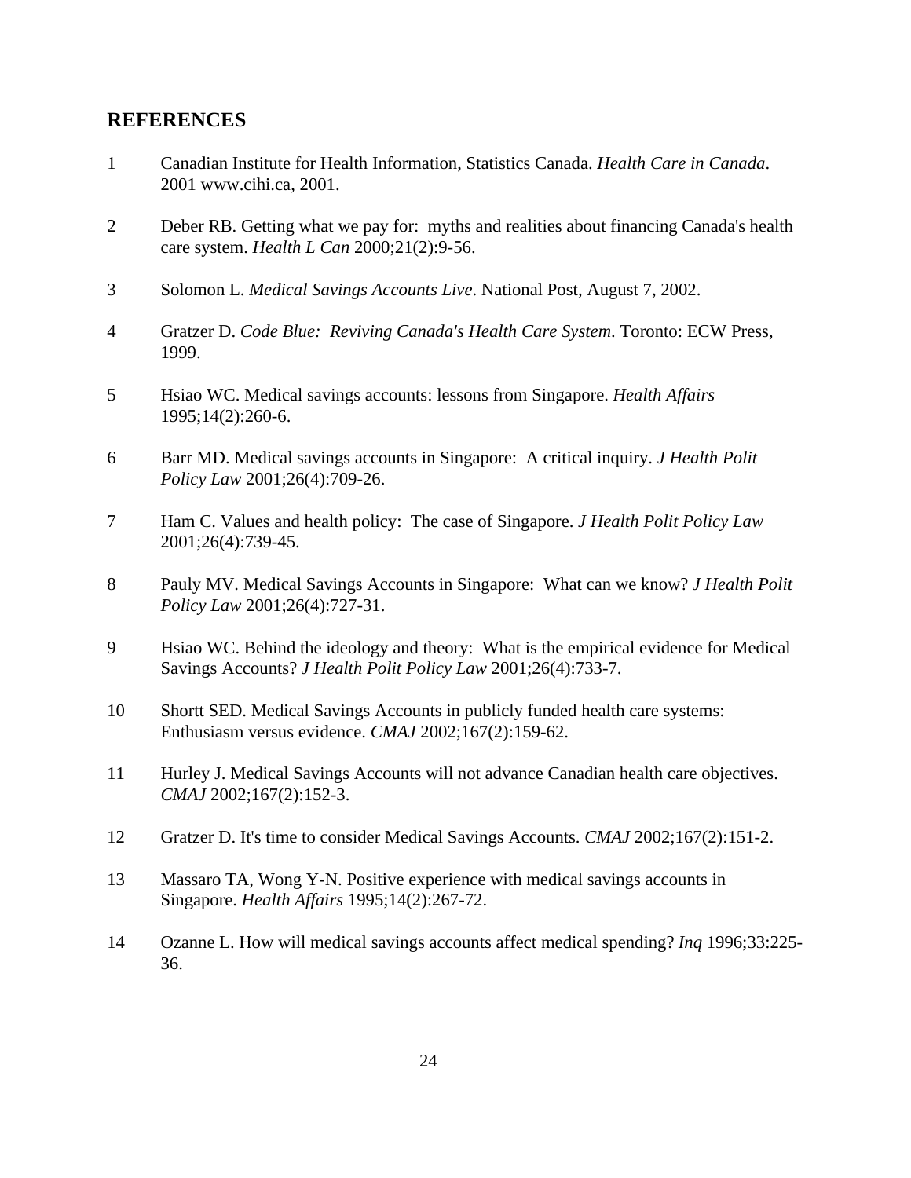## REFERENCES

1. Canadian Institute for Health Information, Statistics Canada. *Health Care in Canada*. 2001 www.cihi.ca, 2001.

2. Deber RB. Getting what we pay for: myths and realities about financing Canada's health care system. *Health L Can* 2000;21(2):9-56.

3. Solomon L. *Medical Savings Accounts Live*. National Post, August 7, 2002.

4. Gratzer D. *Code Blue: Reviving Canada's Health Care System*. Toronto: ECW Press, 1999.

5. Hsiao WC. Medical savings accounts: lessons from Singapore. *Health Affairs* 1995;14(2):260-6.

6. Barr MD. Medical savings accounts in Singapore: A critical inquiry. *J Health Polit Policy Law* 2001;26(4):709-26.

7. Ham C. Values and health policy: The case of Singapore. *J Health Polit Policy Law* 2001;26(4):739-45.

8. Pauly MV. Medical Savings Accounts in Singapore: What can we know? *J Health Polit Policy Law* 2001;26(4):727-31.

9. Hsiao WC. Behind the ideology and theory: What is the empirical evidence for Medical Savings Accounts? *J Health Polit Policy Law* 2001;26(4):733-7.

10. Shortt SED. Medical Savings Accounts in publicly funded health care systems: Enthusiasm versus evidence. *CMAJ* 2002;167(2):159-62.

11. Hurley J. Medical Savings Accounts will not advance Canadian health care objectives. *CMAJ* 2002;167(2):152-3.

12. Gratzer D. It's time to consider Medical Savings Accounts. *CMAJ* 2002;167(2):151-2.

13. Massaro TA, Wong Y-N. Positive experience with medical savings accounts in Singapore. *Health Affairs* 1995;14(2):267-72.

14. Ozanne L. How will medical savings accounts affect medical spending? *Inq* 1996;33:225-36.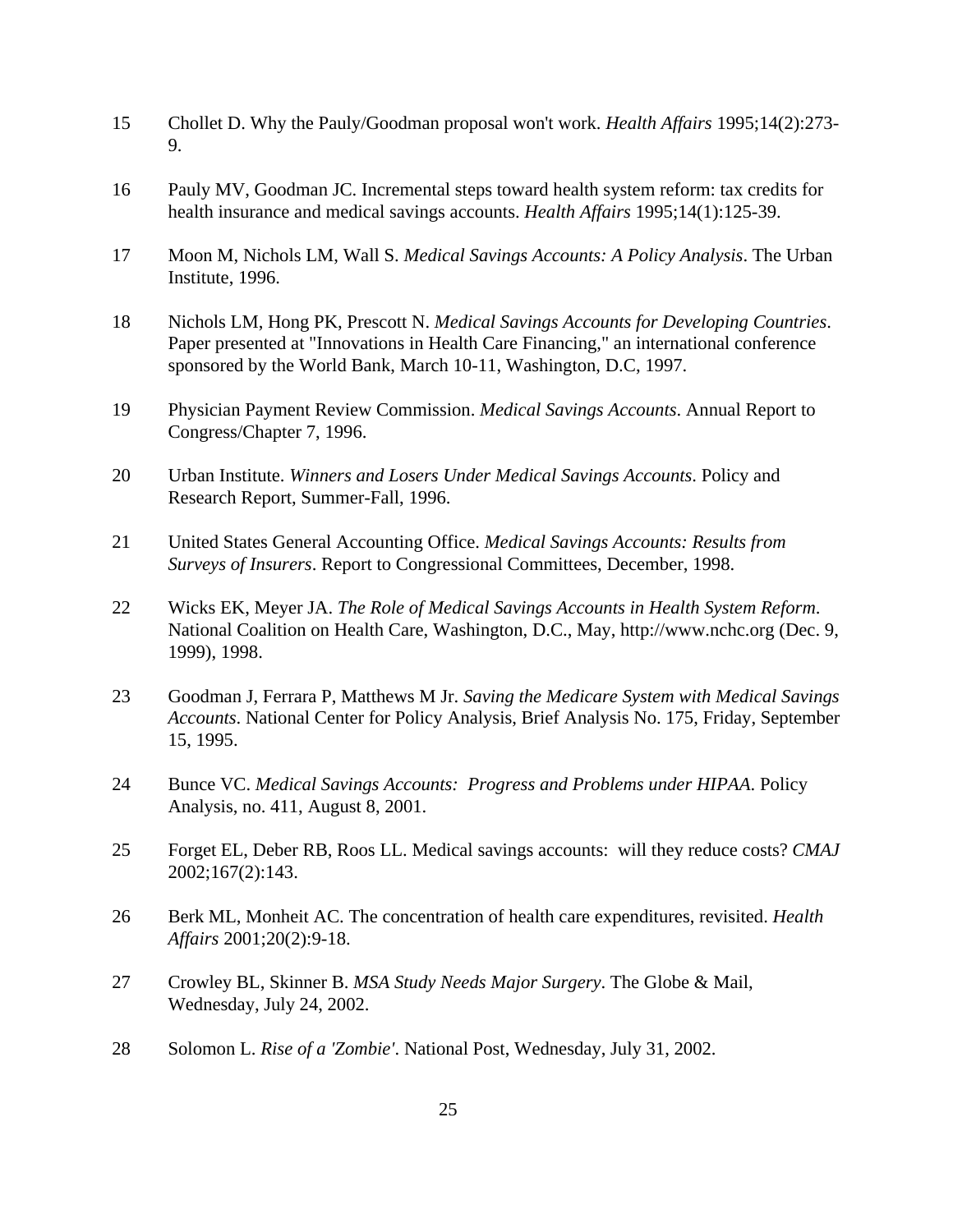15 Chollet D. Why the Pauly/Goodman proposal won't work. *Health Affairs* 1995;14(2):273-9.

16 Pauly MV, Goodman JC. Incremental steps toward health system reform: tax credits for health insurance and medical savings accounts. *Health Affairs* 1995;14(1):125-39.

17 Moon M, Nichols LM, Wall S. *Medical Savings Accounts: A Policy Analysis*. The Urban Institute, 1996.

18 Nichols LM, Hong PK, Prescott N. *Medical Savings Accounts for Developing Countries*. Paper presented at "Innovations in Health Care Financing," an international conference sponsored by the World Bank, March 10-11, Washington, D.C, 1997.

19 Physician Payment Review Commission. *Medical Savings Accounts*. Annual Report to Congress/Chapter 7, 1996.

20 Urban Institute. *Winners and Losers Under Medical Savings Accounts*. Policy and Research Report, Summer-Fall, 1996.

21 United States General Accounting Office. *Medical Savings Accounts: Results from Surveys of Insurers*. Report to Congressional Committees, December, 1998.

22 Wicks EK, Meyer JA. *The Role of Medical Savings Accounts in Health System Reform*. National Coalition on Health Care, Washington, D.C., May, http://www.nchc.org (Dec. 9, 1999), 1998.

23 Goodman J, Ferrara P, Matthews M Jr. *Saving the Medicare System with Medical Savings Accounts*. National Center for Policy Analysis, Brief Analysis No. 175, Friday, September 15, 1995.

24 Bunce VC. *Medical Savings Accounts: Progress and Problems under HIPAA*. Policy Analysis, no. 411, August 8, 2001.

25 Forget EL, Deber RB, Roos LL. Medical savings accounts: will they reduce costs? *CMAJ* 2002;167(2):143.

26 Berk ML, Monheit AC. The concentration of health care expenditures, revisited. *Health Affairs* 2001;20(2):9-18.

27 Crowley BL, Skinner B. *MSA Study Needs Major Surgery*. The Globe & Mail, Wednesday, July 24, 2002.

28 Solomon L. *Rise of a 'Zombie'*. National Post, Wednesday, July 31, 2002.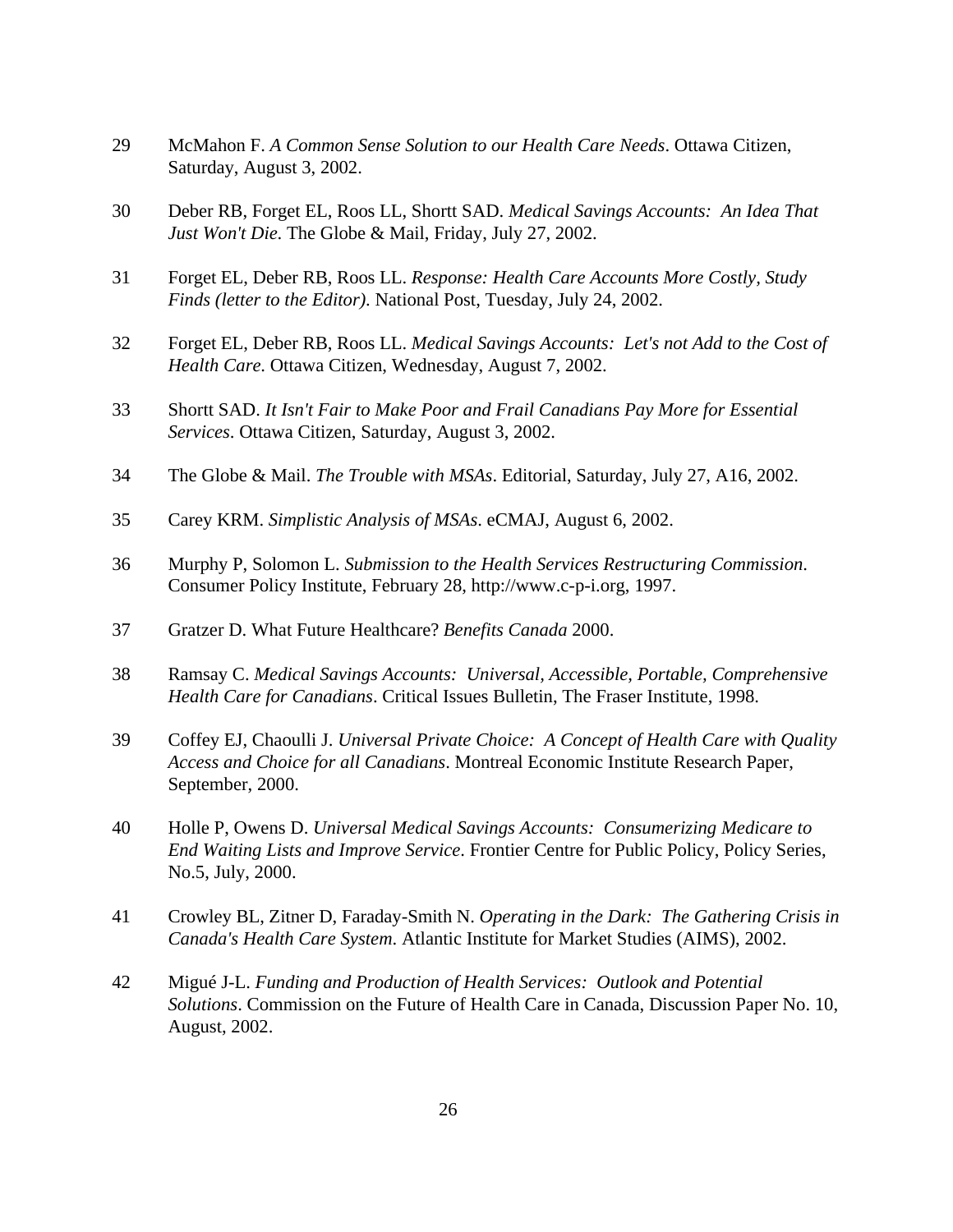29 McMahon F. *A Common Sense Solution to our Health Care Needs*. Ottawa Citizen, Saturday, August 3, 2002.

30 Deber RB, Forget EL, Roos LL, Shortt SAD. *Medical Savings Accounts: An Idea That Just Won't Die.* The Globe & Mail, Friday, July 27, 2002.

31 Forget EL, Deber RB, Roos LL. *Response: Health Care Accounts More Costly, Study Finds (letter to the Editor).* National Post, Tuesday, July 24, 2002.

32 Forget EL, Deber RB, Roos LL. *Medical Savings Accounts: Let's not Add to the Cost of Health Care.* Ottawa Citizen, Wednesday, August 7, 2002.

33 Shortt SAD. *It Isn't Fair to Make Poor and Frail Canadians Pay More for Essential Services*. Ottawa Citizen, Saturday, August 3, 2002.

34 The Globe & Mail. *The Trouble with MSAs*. Editorial, Saturday, July 27, A16, 2002.

35 Carey KRM. *Simplistic Analysis of MSAs*. eCMAJ, August 6, 2002.

36 Murphy P, Solomon L. *Submission to the Health Services Restructuring Commission*. Consumer Policy Institute, February 28, http://www.c-p-i.org, 1997.

37 Gratzer D. What Future Healthcare? *Benefits Canada* 2000.

38 Ramsay C. *Medical Savings Accounts: Universal, Accessible, Portable, Comprehensive Health Care for Canadians*. Critical Issues Bulletin, The Fraser Institute, 1998.

39 Coffey EJ, Chaoulli J. *Universal Private Choice: A Concept of Health Care with Quality Access and Choice for all Canadians*. Montreal Economic Institute Research Paper, September, 2000.

40 Holle P, Owens D. *Universal Medical Savings Accounts: Consumerizing Medicare to End Waiting Lists and Improve Service*. Frontier Centre for Public Policy, Policy Series, No.5, July, 2000.

41 Crowley BL, Zitner D, Faraday-Smith N. *Operating in the Dark: The Gathering Crisis in Canada's Health Care System*. Atlantic Institute for Market Studies (AIMS), 2002.

42 Migué J-L. *Funding and Production of Health Services: Outlook and Potential Solutions*. Commission on the Future of Health Care in Canada, Discussion Paper No. 10, August, 2002.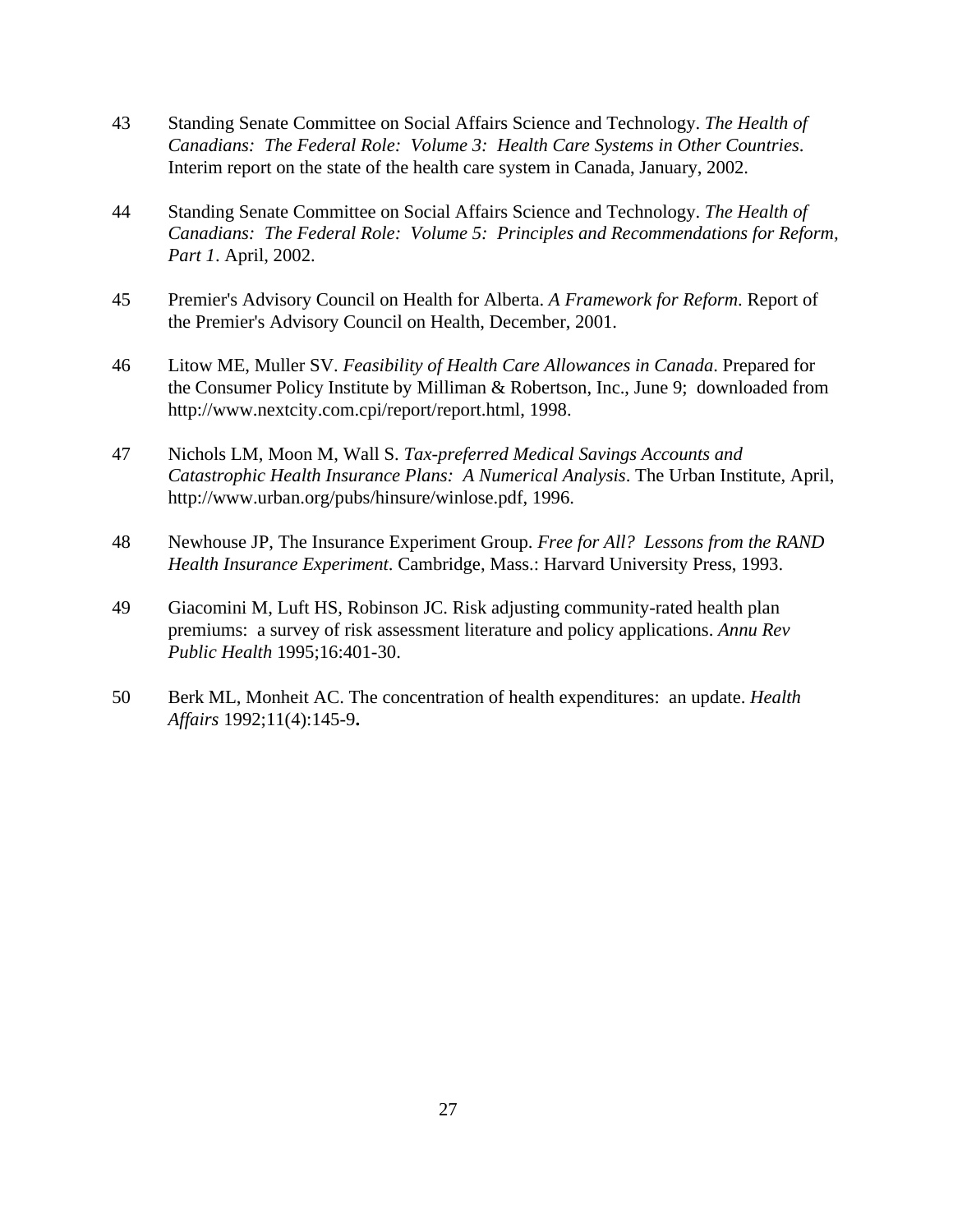43 Standing Senate Committee on Social Affairs Science and Technology. *The Health of Canadians: The Federal Role: Volume 3: Health Care Systems in Other Countries*. Interim report on the state of the health care system in Canada, January, 2002.

44 Standing Senate Committee on Social Affairs Science and Technology. *The Health of Canadians: The Federal Role: Volume 5: Principles and Recommendations for Reform, Part 1*. April, 2002.

45 Premier's Advisory Council on Health for Alberta. *A Framework for Reform*. Report of the Premier's Advisory Council on Health, December, 2001.

46 Litow ME, Muller SV. *Feasibility of Health Care Allowances in Canada*. Prepared for the Consumer Policy Institute by Milliman & Robertson, Inc., June 9; downloaded from http://www.nextcity.com.cpi/report/report.html, 1998.

47 Nichols LM, Moon M, Wall S. *Tax-preferred Medical Savings Accounts and Catastrophic Health Insurance Plans: A Numerical Analysis*. The Urban Institute, April, http://www.urban.org/pubs/hinsure/winlose.pdf, 1996.

48 Newhouse JP, The Insurance Experiment Group. *Free for All? Lessons from the RAND Health Insurance Experiment*. Cambridge, Mass.: Harvard University Press, 1993.

49 Giacomini M, Luft HS, Robinson JC. Risk adjusting community-rated health plan premiums: a survey of risk assessment literature and policy applications. *Annu Rev Public Health* 1995;16:401-30.

50 Berk ML, Monheit AC. The concentration of health expenditures: an update. *Health Affairs* 1992;11(4):145-9**.**